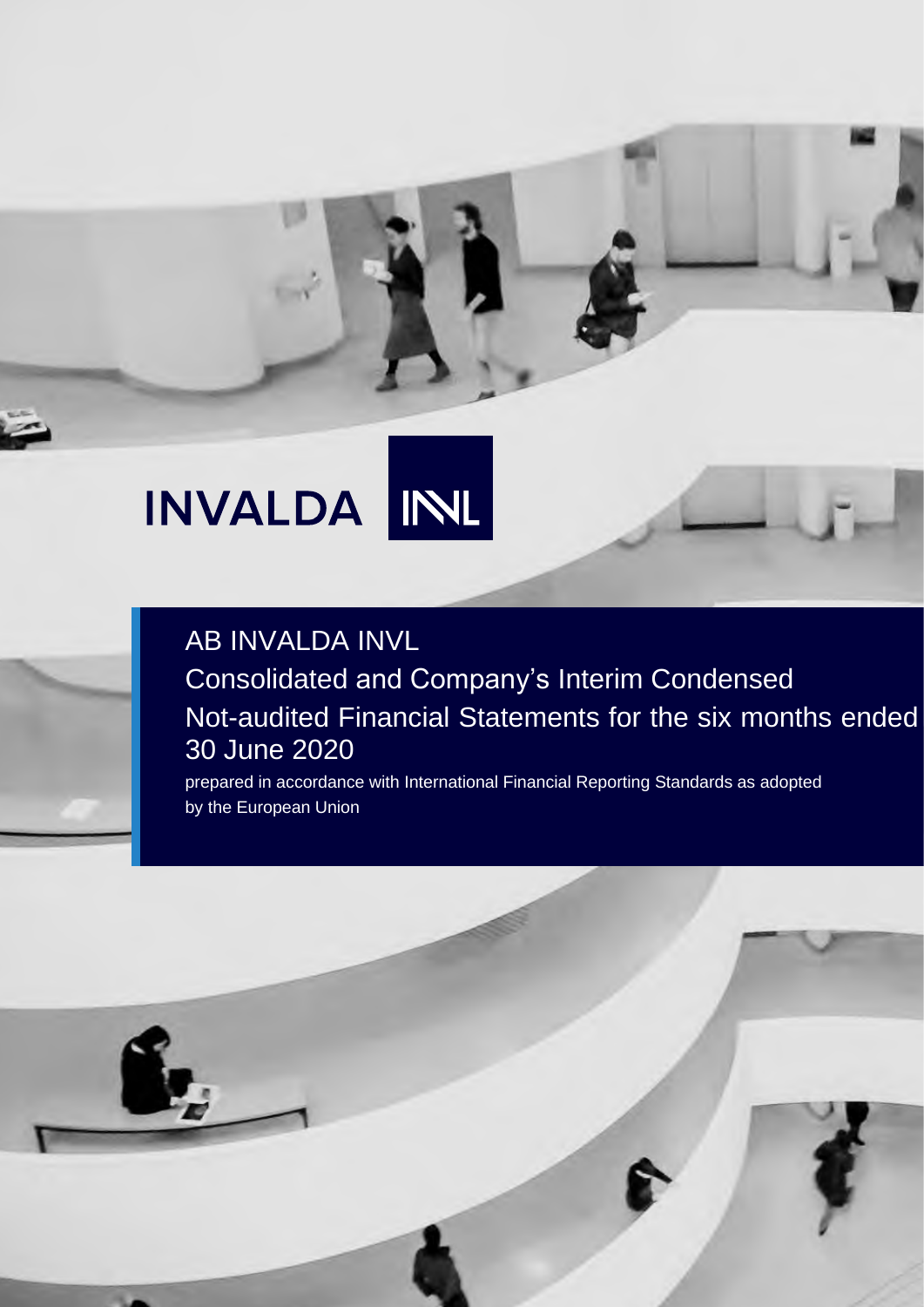INVALDA INVL

# AB INVALDA INVL

## Consolidated and Company's Interim Condensed Not-audited Financial Statements for the six months ended 30 June 2020

prepared in accordance with International Financial Reporting Standards as adopted by the European Union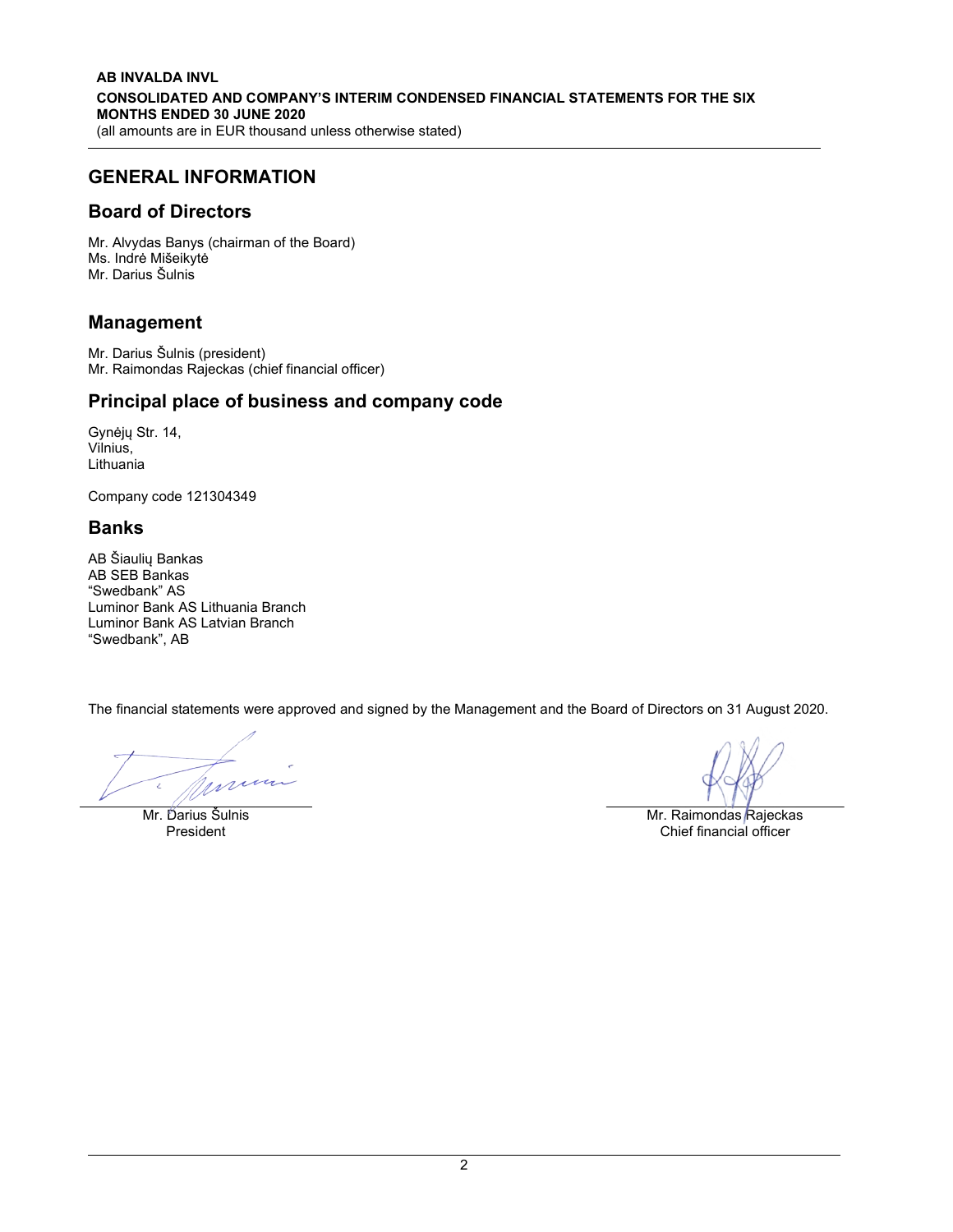# GENERAL INFORMATION

## Board of Directors

Mr. Alvydas Banys (chairman of the Board)
Ms. Indrė Mišeikytė
Mr. Darius Šulnis

## Management

Mr. Darius Šulnis (president)
Mr. Raimondas Rajeckas (chief financial officer)

## Principal place of business and company code

Gynėjų Str. 14,
Vilnius,
Lithuania

Company code 121304349

## Banks

AB Šiaulių Bankas
AB SEB Bankas
“Swedbank” AS
Luminor Bank AS Lithuania Branch
Luminor Bank AS Latvian Branch
“Swedbank”, AB

The financial statements were approved and signed by the Management and the Board of Directors on 31 August 2020.

Mr. Darius Šulnis
President

Mr. Raimondas Rajeckas
Chief financial officer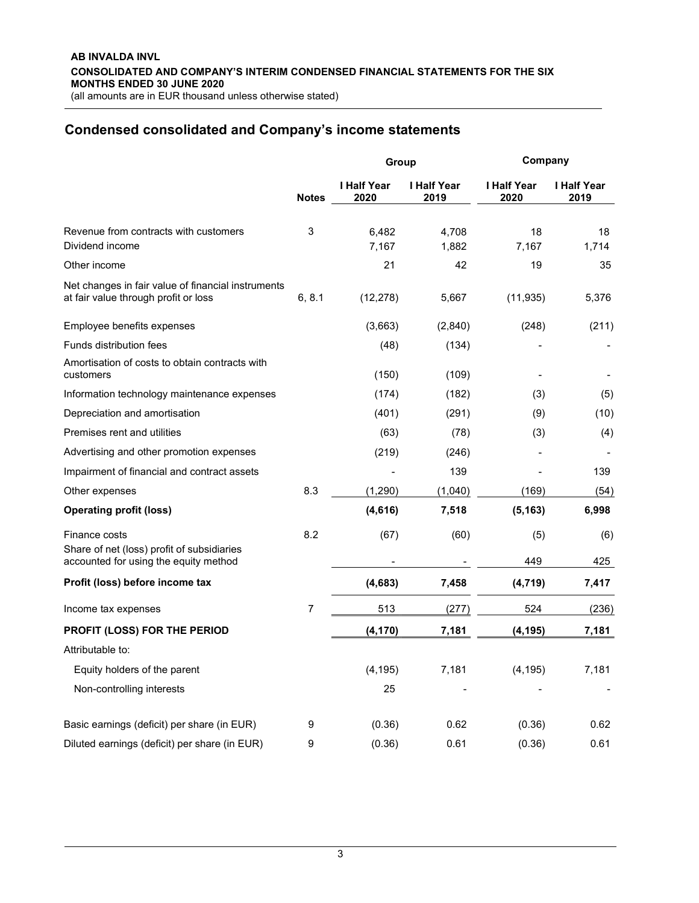## Condensed consolidated and Company's income statements

| | Notes | Group | | Company | |
|---|---|---|---|---|---|
| | | I Half Year 2020 | I Half Year 2019 | I Half Year 2020 | I Half Year 2019 |
| Revenue from contracts with customers | 3 | 6,482 | 4,708 | 18 | 18 |
| Dividend income | | 7,167 | 1,882 | 7,167 | 1,714 |
| Other income | | 21 | 42 | 19 | 35 |
| Net changes in fair value of financial instruments at fair value through profit or loss | 6, 8.1 | (12,278) | 5,667 | (11,935) | 5,376 |
| Employee benefits expenses | | (3,663) | (2,840) | (248) | (211) |
| Funds distribution fees | | (48) | (134) | - | - |
| Amortisation of costs to obtain contracts with customers | | (150) | (109) | - | - |
| Information technology maintenance expenses | | (174) | (182) | (3) | (5) |
| Depreciation and amortisation | | (401) | (291) | (9) | (10) |
| Premises rent and utilities | | (63) | (78) | (3) | (4) |
| Advertising and other promotion expenses | | (219) | (246) | - | - |
| Impairment of financial and contract assets | | - | 139 | - | 139 |
| Other expenses | 8.3 | (1,290) | (1,040) | (169) | (54) |
| **Operating profit (loss)** | | **(4,616)** | **7,518** | **(5,163)** | **6,998** |
| Finance costs | 8.2 | (67) | (60) | (5) | (6) |
| Share of net (loss) profit of subsidiaries accounted for using the equity method | | - | - | 449 | 425 |
| **Profit (loss) before income tax** | | **(4,683)** | **7,458** | **(4,719)** | **7,417** |
| Income tax expenses | 7 | 513 | (277) | 524 | (236) |
| **PROFIT (LOSS) FOR THE PERIOD** | | **(4,170)** | **7,181** | **(4,195)** | **7,181** |
| Attributable to: | | | | | |
| Equity holders of the parent | | (4,195) | 7,181 | (4,195) | 7,181 |
| Non-controlling interests | | 25 | - | - | - |
| Basic earnings (deficit) per share (in EUR) | 9 | (0.36) | 0.62 | (0.36) | 0.62 |
| Diluted earnings (deficit) per share (in EUR) | 9 | (0.36) | 0.61 | (0.36) | 0.61 |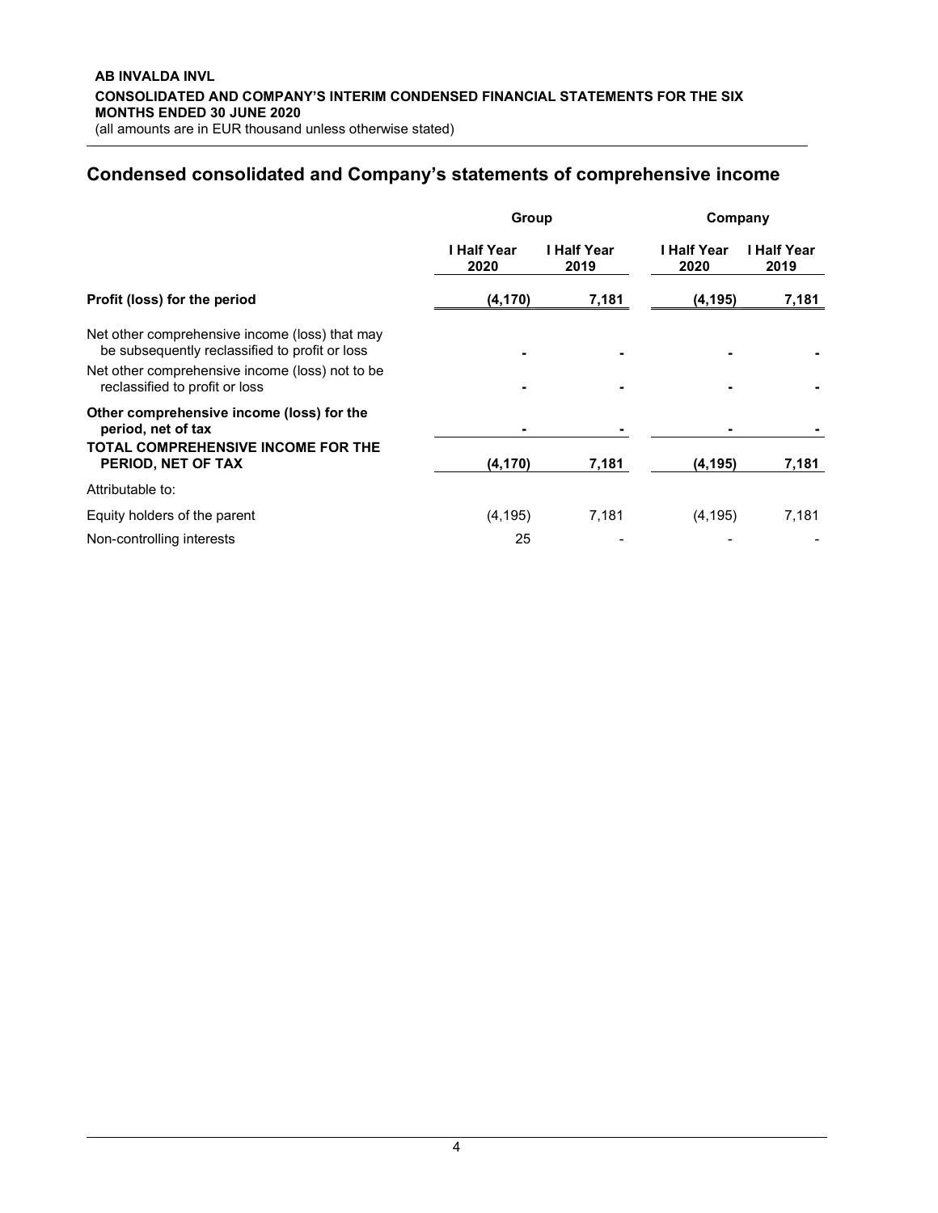## Condensed consolidated and Company's statements of comprehensive income

| | Group | | Company | |
|---|---|---|---|---|
| | I Half Year 2020 | I Half Year 2019 | I Half Year 2020 | I Half Year 2019 |
| **Profit (loss) for the period** | **(4,170)** | **7,181** | **(4,195)** | **7,181** |
| Net other comprehensive income (loss) that may be subsequently reclassified to profit or loss | - | - | - | - |
| Net other comprehensive income (loss) not to be reclassified to profit or loss | - | - | - | - |
| **Other comprehensive income (loss) for the period, net of tax** | - | - | - | - |
| **TOTAL COMPREHENSIVE INCOME FOR THE PERIOD, NET OF TAX** | **(4,170)** | **7,181** | **(4,195)** | **7,181** |
| Attributable to: | | | | |
| Equity holders of the parent | (4,195) | 7,181 | (4,195) | 7,181 |
| Non-controlling interests | 25 | - | - | - |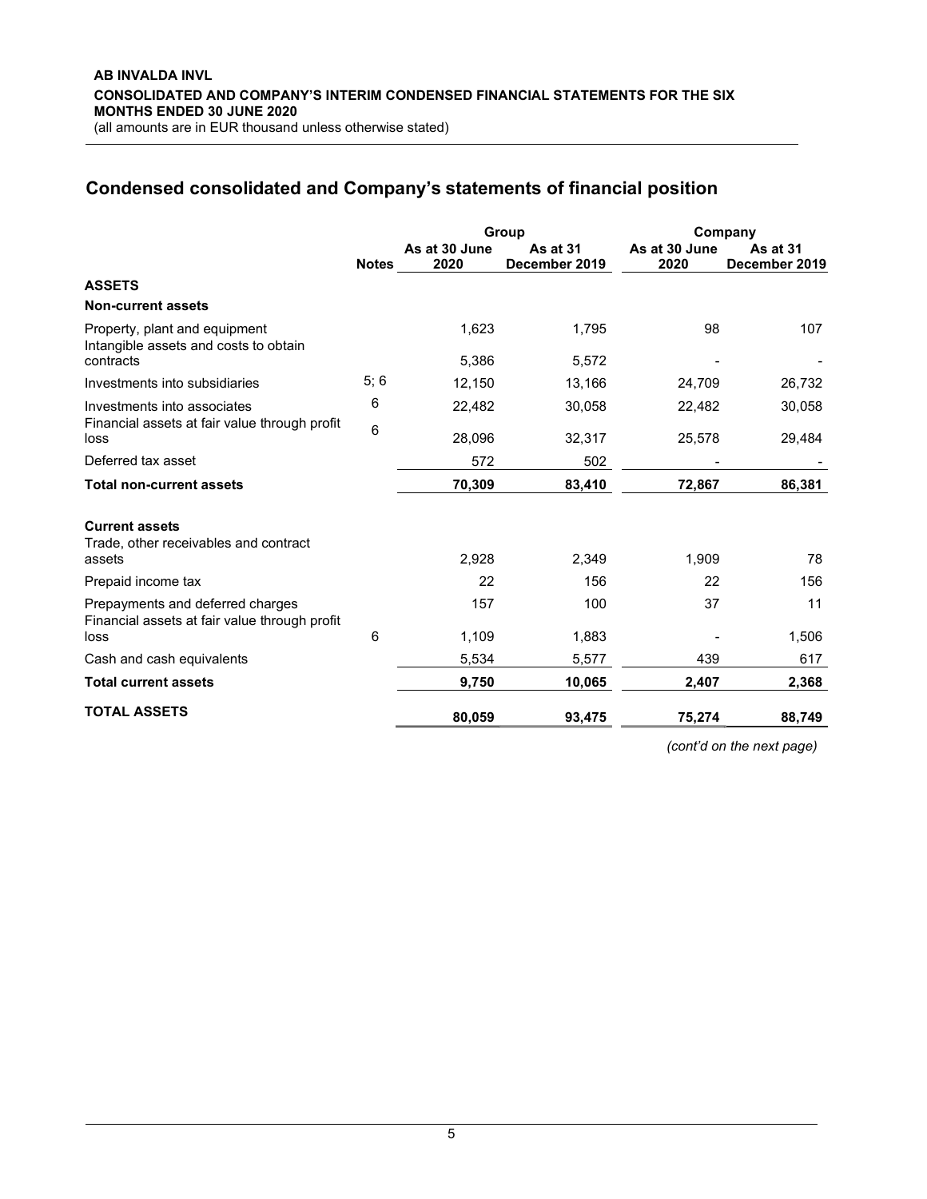## Condensed consolidated and Company's statements of financial position

| | | Group | | Company | |
|---|---|---|---|---|---|
| | Notes | As at 30 June 2020 | As at 31 December 2019 | As at 30 June 2020 | As at 31 December 2019 |
| **ASSETS** | | | | | |
| **Non-current assets** | | | | | |
| Property, plant and equipment | | 1,623 | 1,795 | 98 | 107 |
| Intangible assets and costs to obtain contracts | | 5,386 | 5,572 | - | - |
| Investments into subsidiaries | 5; 6 | 12,150 | 13,166 | 24,709 | 26,732 |
| Investments into associates | 6 | 22,482 | 30,058 | 22,482 | 30,058 |
| Financial assets at fair value through profit loss | 6 | 28,096 | 32,317 | 25,578 | 29,484 |
| Deferred tax asset | | 572 | 502 | - | - |
| **Total non-current assets** | | **70,309** | **83,410** | **72,867** | **86,381** |
| **Current assets** | | | | | |
| Trade, other receivables and contract assets | | 2,928 | 2,349 | 1,909 | 78 |
| Prepaid income tax | | 22 | 156 | 22 | 156 |
| Prepayments and deferred charges | | 157 | 100 | 37 | 11 |
| Financial assets at fair value through profit loss | 6 | 1,109 | 1,883 | - | 1,506 |
| Cash and cash equivalents | | 5,534 | 5,577 | 439 | 617 |
| **Total current assets** | | **9,750** | **10,065** | **2,407** | **2,368** |
| **TOTAL ASSETS** | | **80,059** | **93,475** | **75,274** | **88,749** |

*(cont'd on the next page)*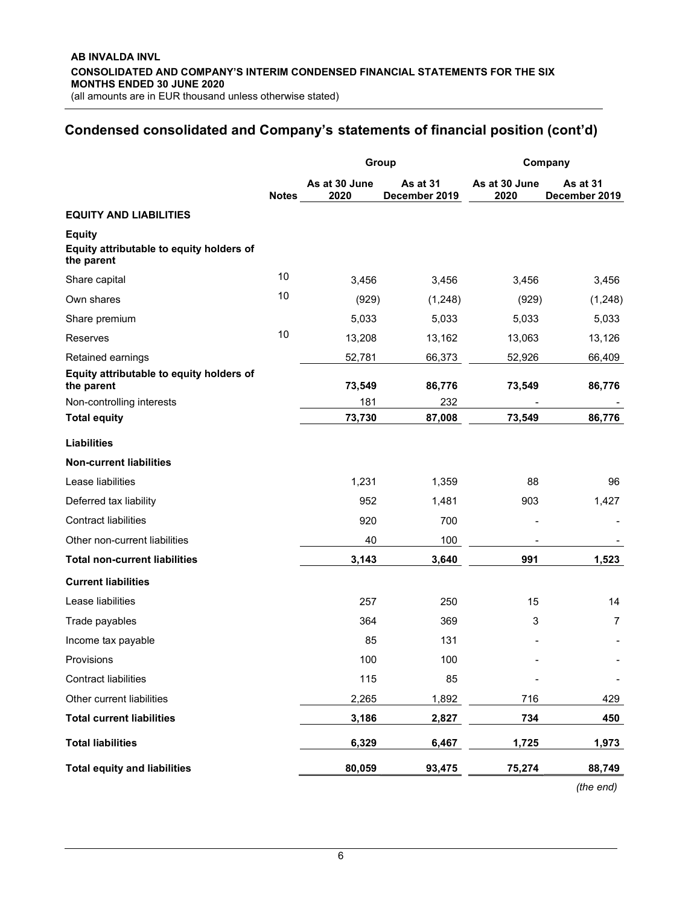# Condensed consolidated and Company's statements of financial position (cont'd)

| | Notes | Group | | Company | |
|---|---|---|---|---|---|
| | | As at 30 June 2020 | As at 31 December 2019 | As at 30 June 2020 | As at 31 December 2019 |
| **EQUITY AND LIABILITIES** | | | | | |
| **Equity** | | | | | |
| **Equity attributable to equity holders of the parent** | | | | | |
| Share capital | 10 | 3,456 | 3,456 | 3,456 | 3,456 |
| Own shares | 10 | (929) | (1,248) | (929) | (1,248) |
| Share premium | | 5,033 | 5,033 | 5,033 | 5,033 |
| Reserves | 10 | 13,208 | 13,162 | 13,063 | 13,126 |
| Retained earnings | | 52,781 | 66,373 | 52,926 | 66,409 |
| **Equity attributable to equity holders of the parent** | | **73,549** | **86,776** | **73,549** | **86,776** |
| Non-controlling interests | | 181 | 232 | - | - |
| **Total equity** | | **73,730** | **87,008** | **73,549** | **86,776** |
| **Liabilities** | | | | | |
| **Non-current liabilities** | | | | | |
| Lease liabilities | | 1,231 | 1,359 | 88 | 96 |
| Deferred tax liability | | 952 | 1,481 | 903 | 1,427 |
| Contract liabilities | | 920 | 700 | - | - |
| Other non-current liabilities | | 40 | 100 | - | - |
| **Total non-current liabilities** | | **3,143** | **3,640** | **991** | **1,523** |
| **Current liabilities** | | | | | |
| Lease liabilities | | 257 | 250 | 15 | 14 |
| Trade payables | | 364 | 369 | 3 | 7 |
| Income tax payable | | 85 | 131 | - | - |
| Provisions | | 100 | 100 | - | - |
| Contract liabilities | | 115 | 85 | - | - |
| Other current liabilities | | 2,265 | 1,892 | 716 | 429 |
| **Total current liabilities** | | **3,186** | **2,827** | **734** | **450** |
| **Total liabilities** | | **6,329** | **6,467** | **1,725** | **1,973** |
| **Total equity and liabilities** | | **80,059** | **93,475** | **75,274** | **88,749** |

*(the end)*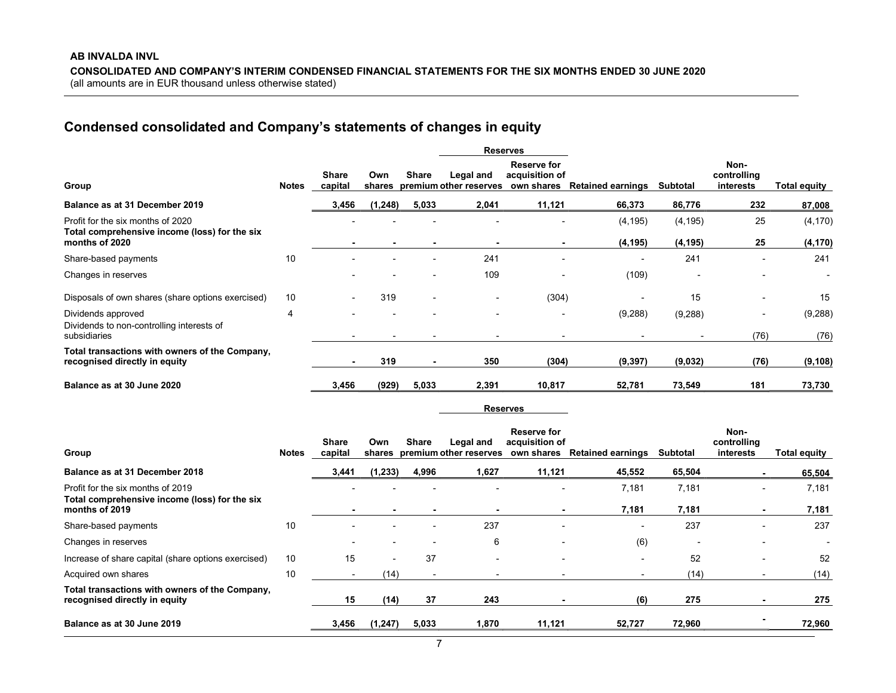**AB INVALDA INVL**

**CONSOLIDATED AND COMPANY'S INTERIM CONDENSED FINANCIAL STATEMENTS FOR THE SIX MONTHS ENDED 30 JUNE 2020**
(all amounts are in EUR thousand unless otherwise stated)

## Condensed consolidated and Company's statements of changes in equity

| | | | | | Reserves | | | | | |
|---|---|---|---|---|---|---|---|---|---|---|
| **Group** | **Notes** | **Share capital** | **Own shares** | **Share premium** | **Legal and other reserves** | **Reserve for acquisition of own shares** | **Retained earnings** | **Subtotal** | **Non-controlling interests** | **Total equity** |
| **Balance as at 31 December 2019** | | **3,456** | **(1,248)** | **5,033** | **2,041** | **11,121** | **66,373** | **86,776** | **232** | **87,008** |
| Profit for the six months of 2020 | | - | - | - | - | - | (4,195) | (4,195) | 25 | (4,170) |
| **Total comprehensive income (loss) for the six months of 2020** | | **-** | **-** | **-** | **-** | **-** | **(4,195)** | **(4,195)** | **25** | **(4,170)** |
| Share-based payments | 10 | - | - | - | 241 | - | - | 241 | - | 241 |
| Changes in reserves | | - | - | - | 109 | - | (109) | - | - | - |
| Disposals of own shares (share options exercised) | 10 | - | 319 | - | - | (304) | - | 15 | - | 15 |
| Dividends approved | 4 | - | - | - | - | - | (9,288) | (9,288) | - | (9,288) |
| Dividends to non-controlling interests of subsidiaries | | - | - | - | - | - | - | - | (76) | (76) |
| **Total transactions with owners of the Company, recognised directly in equity** | | **-** | **319** | **-** | **350** | **(304)** | **(9,397)** | **(9,032)** | **(76)** | **(9,108)** |
| **Balance as at 30 June 2020** | | **3,456** | **(929)** | **5,033** | **2,391** | **10,817** | **52,781** | **73,549** | **181** | **73,730** |

| | | | | | Reserves | | | | | |
|---|---|---|---|---|---|---|---|---|---|---|
| **Group** | **Notes** | **Share capital** | **Own shares** | **Share premium** | **Legal and other reserves** | **Reserve for acquisition of own shares** | **Retained earnings** | **Subtotal** | **Non-controlling interests** | **Total equity** |
| **Balance as at 31 December 2018** | | **3,441** | **(1,233)** | **4,996** | **1,627** | **11,121** | **45,552** | **65,504** | **-** | **65,504** |
| Profit for the six months of 2019 | | - | - | - | - | - | 7,181 | 7,181 | - | 7,181 |
| **Total comprehensive income (loss) for the six months of 2019** | | **-** | **-** | **-** | **-** | **-** | **7,181** | **7,181** | **-** | **7,181** |
| Share-based payments | 10 | - | - | - | 237 | - | - | 237 | - | 237 |
| Changes in reserves | | - | - | - | 6 | - | (6) | - | - | - |
| Increase of share capital (share options exercised) | 10 | 15 | - | 37 | - | - | - | 52 | - | 52 |
| Acquired own shares | 10 | - | (14) | - | - | - | - | (14) | - | (14) |
| **Total transactions with owners of the Company, recognised directly in equity** | | **15** | **(14)** | **37** | **243** | **-** | **(6)** | **275** | **-** | **275** |
| **Balance as at 30 June 2019** | | **3,456** | **(1,247)** | **5,033** | **1,870** | **11,121** | **52,727** | **72,960** | **-** | **72,960** |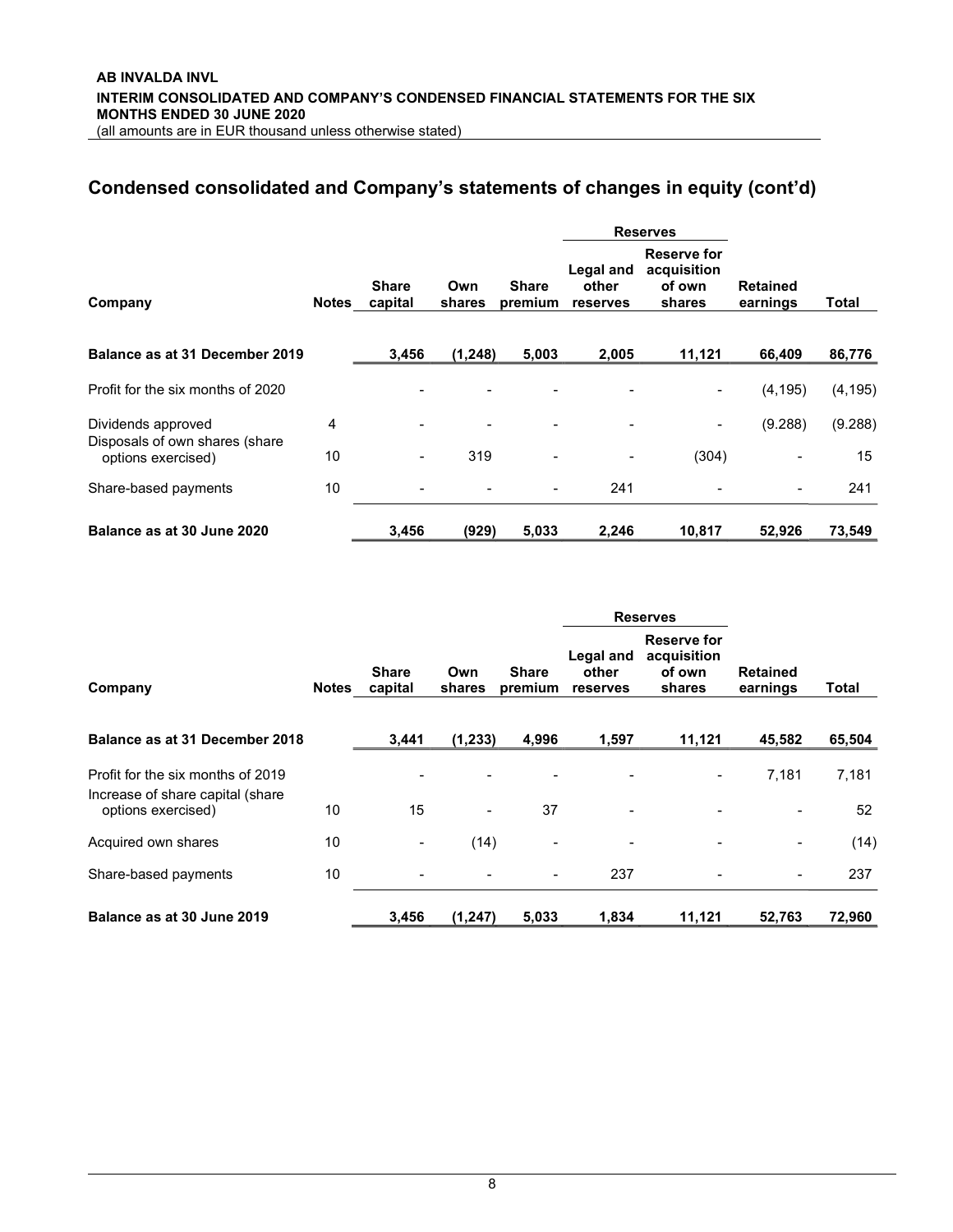## Condensed consolidated and Company's statements of changes in equity (cont'd)

| | | | | | Reserves | | | |
|---|---|---|---|---|---|---|---|---|
| Company | Notes | Share capital | Own shares | Share premium | Legal and other reserves | Reserve for acquisition of own shares | Retained earnings | Total |
| **Balance as at 31 December 2019** | | **3,456** | **(1,248)** | **5,003** | **2,005** | **11,121** | **66,409** | **86,776** |
| Profit for the six months of 2020 | | - | - | - | - | - | (4,195) | (4,195) |
| Dividends approved | 4 | - | - | - | - | - | (9.288) | (9.288) |
| Disposals of own shares (share options exercised) | 10 | - | 319 | - | - | (304) | - | 15 |
| Share-based payments | 10 | - | - | - | 241 | - | - | 241 |
| **Balance as at 30 June 2020** | | **3,456** | **(929)** | **5,033** | **2,246** | **10,817** | **52,926** | **73,549** |

| | | | | | Reserves | | | |
|---|---|---|---|---|---|---|---|---|
| Company | Notes | Share capital | Own shares | Share premium | Legal and other reserves | Reserve for acquisition of own shares | Retained earnings | Total |
| **Balance as at 31 December 2018** | | **3,441** | **(1,233)** | **4,996** | **1,597** | **11,121** | **45,582** | **65,504** |
| Profit for the six months of 2019 | | - | - | - | - | - | 7,181 | 7,181 |
| Increase of share capital (share options exercised) | 10 | 15 | - | 37 | - | - | - | 52 |
| Acquired own shares | 10 | - | (14) | - | - | - | - | (14) |
| Share-based payments | 10 | - | - | - | 237 | - | - | 237 |
| **Balance as at 30 June 2019** | | **3,456** | **(1,247)** | **5,033** | **1,834** | **11,121** | **52,763** | **72,960** |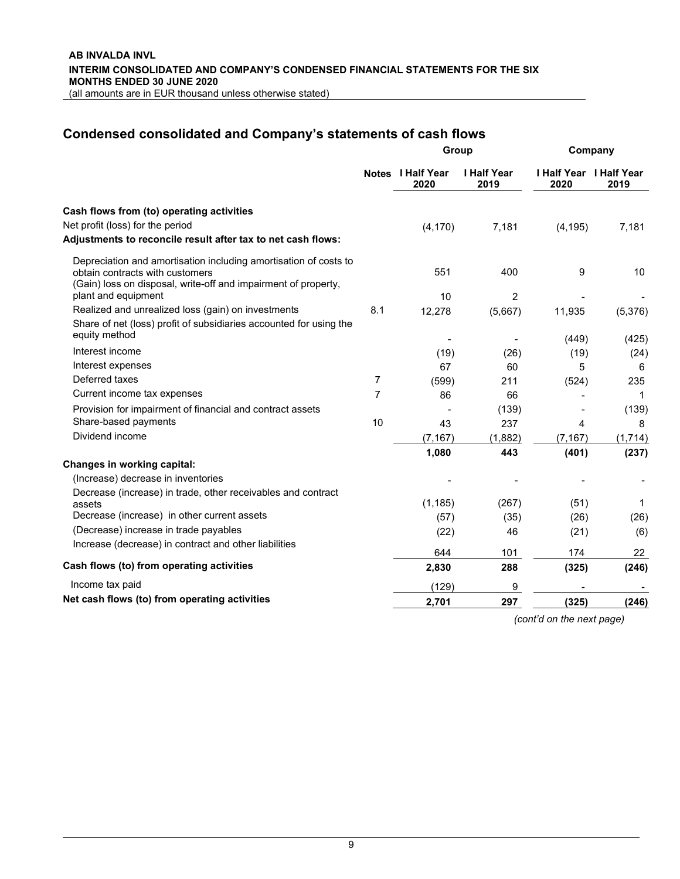# Condensed consolidated and Company's statements of cash flows

| | Notes | Group | | Company | |
|---|---|---|---|---|---|
| | | I Half Year 2020 | I Half Year 2019 | I Half Year 2020 | I Half Year 2019 |
| **Cash flows from (to) operating activities** | | | | | |
| Net profit (loss) for the period | | (4,170) | 7,181 | (4,195) | 7,181 |
| **Adjustments to reconcile result after tax to net cash flows:** | | | | | |
| Depreciation and amortisation including amortisation of costs to obtain contracts with customers | | 551 | 400 | 9 | 10 |
| (Gain) loss on disposal, write-off and impairment of property, plant and equipment | | 10 | 2 | - | - |
| Realized and unrealized loss (gain) on investments | 8.1 | 12,278 | (5,667) | 11,935 | (5,376) |
| Share of net (loss) profit of subsidiaries accounted for using the equity method | | - | - | (449) | (425) |
| Interest income | | (19) | (26) | (19) | (24) |
| Interest expenses | | 67 | 60 | 5 | 6 |
| Deferred taxes | 7 | (599) | 211 | (524) | 235 |
| Current income tax expenses | 7 | 86 | 66 | - | 1 |
| Provision for impairment of financial and contract assets | | - | (139) | - | (139) |
| Share-based payments | 10 | 43 | 237 | 4 | 8 |
| Dividend income | | (7,167) | (1,882) | (7,167) | (1,714) |
| | | **1,080** | **443** | **(401)** | **(237)** |
| **Changes in working capital:** | | | | | |
| (Increase) decrease in inventories | | - | - | - | - |
| Decrease (increase) in trade, other receivables and contract assets | | (1,185) | (267) | (51) | 1 |
| Decrease (increase) in other current assets | | (57) | (35) | (26) | (26) |
| (Decrease) increase in trade payables | | (22) | 46 | (21) | (6) |
| Increase (decrease) in contract and other liabilities | | 644 | 101 | 174 | 22 |
| **Cash flows (to) from operating activities** | | **2,830** | **288** | **(325)** | **(246)** |
| Income tax paid | | (129) | 9 | - | - |
| **Net cash flows (to) from operating activities** | | **2,701** | **297** | **(325)** | **(246)** |

*(cont'd on the next page)*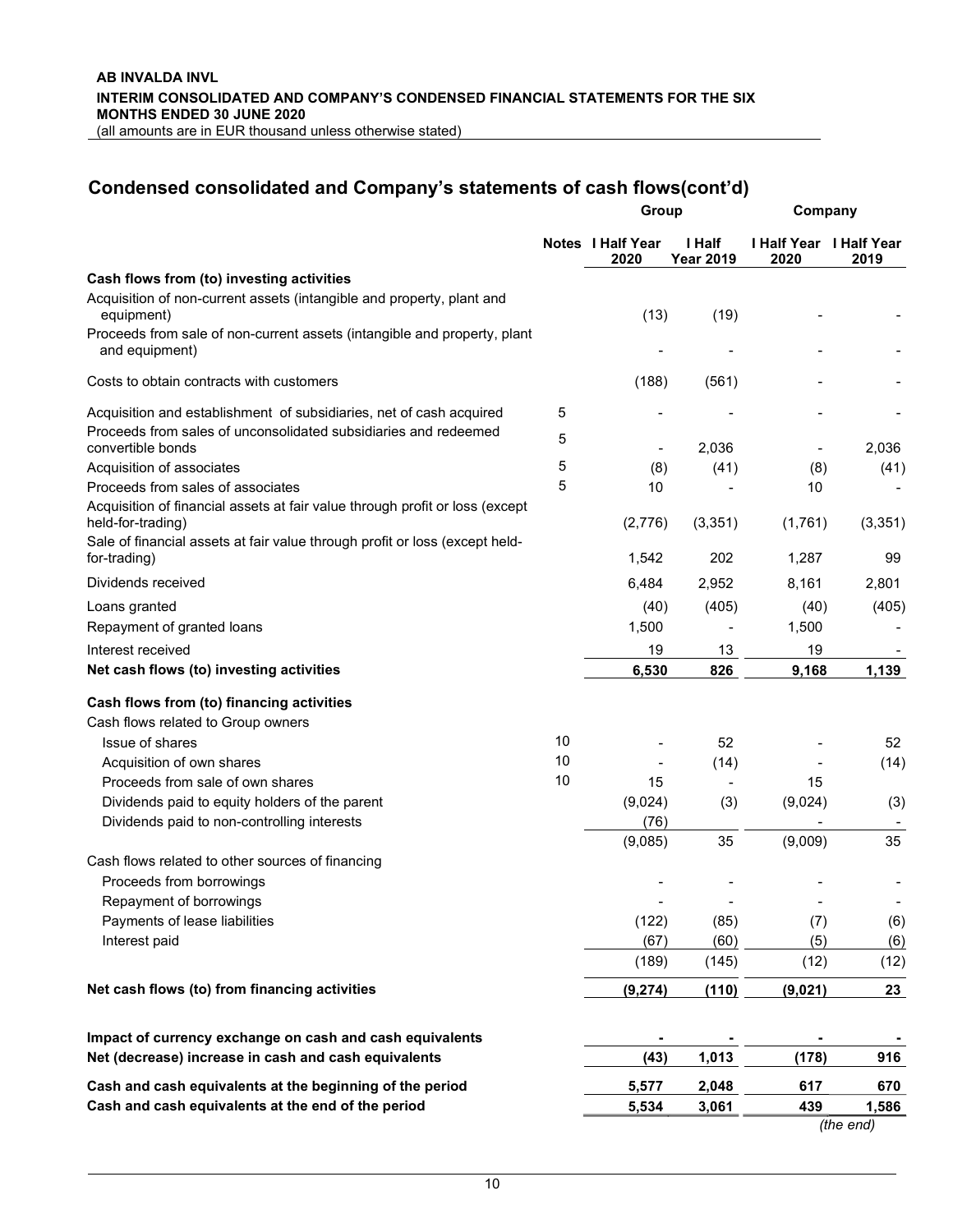**AB INVALDA INVL**
**INTERIM CONSOLIDATED AND COMPANY'S CONDENSED FINANCIAL STATEMENTS FOR THE SIX MONTHS ENDED 30 JUNE 2020**
(all amounts are in EUR thousand unless otherwise stated)

## Condensed consolidated and Company's statements of cash flows(cont'd)

| | Notes | Group | | Company | |
|---|---|---|---|---|---|
| | | I Half Year 2020 | I Half Year 2019 | I Half Year 2020 | I Half Year 2019 |
| **Cash flows from (to) investing activities** | | | | | |
| Acquisition of non-current assets (intangible and property, plant and equipment) | | (13) | (19) | - | - |
| Proceeds from sale of non-current assets (intangible and property, plant and equipment) | | - | - | - | - |
| Costs to obtain contracts with customers | | (188) | (561) | - | - |
| Acquisition and establishment of subsidiaries, net of cash acquired | 5 | - | - | - | - |
| Proceeds from sales of unconsolidated subsidiaries and redeemed convertible bonds | 5 | - | 2,036 | - | 2,036 |
| Acquisition of associates | 5 | (8) | (41) | (8) | (41) |
| Proceeds from sales of associates | 5 | 10 | - | 10 | - |
| Acquisition of financial assets at fair value through profit or loss (except held-for-trading) | | (2,776) | (3,351) | (1,761) | (3,351) |
| Sale of financial assets at fair value through profit or loss (except held-for-trading) | | 1,542 | 202 | 1,287 | 99 |
| Dividends received | | 6,484 | 2,952 | 8,161 | 2,801 |
| Loans granted | | (40) | (405) | (40) | (405) |
| Repayment of granted loans | | 1,500 | - | 1,500 | - |
| Interest received | | 19 | 13 | 19 | - |
| **Net cash flows (to) investing activities** | | **6,530** | **826** | **9,168** | **1,139** |
| **Cash flows from (to) financing activities** | | | | | |
| Cash flows related to Group owners | | | | | |
| Issue of shares | 10 | - | 52 | - | 52 |
| Acquisition of own shares | 10 | - | (14) | - | (14) |
| Proceeds from sale of own shares | 10 | 15 | - | 15 | |
| Dividends paid to equity holders of the parent | | (9,024) | (3) | (9,024) | (3) |
| Dividends paid to non-controlling interests | | (76) | | - | - |
| | | (9,085) | 35 | (9,009) | 35 |
| Cash flows related to other sources of financing | | | | | |
| Proceeds from borrowings | | - | - | - | - |
| Repayment of borrowings | | - | - | - | - |
| Payments of lease liabilities | | (122) | (85) | (7) | (6) |
| Interest paid | | (67) | (60) | (5) | (6) |
| | | (189) | (145) | (12) | (12) |
| **Net cash flows (to) from financing activities** | | **(9,274)** | **(110)** | **(9,021)** | **23** |
| **Impact of currency exchange on cash and cash equivalents** | | **-** | **-** | **-** | **-** |
| **Net (decrease) increase in cash and cash equivalents** | | **(43)** | **1,013** | **(178)** | **916** |
| **Cash and cash equivalents at the beginning of the period** | | **5,577** | **2,048** | **617** | **670** |
| **Cash and cash equivalents at the end of the period** | | **5,534** | **3,061** | **439** | **1,586** |

*(the end)*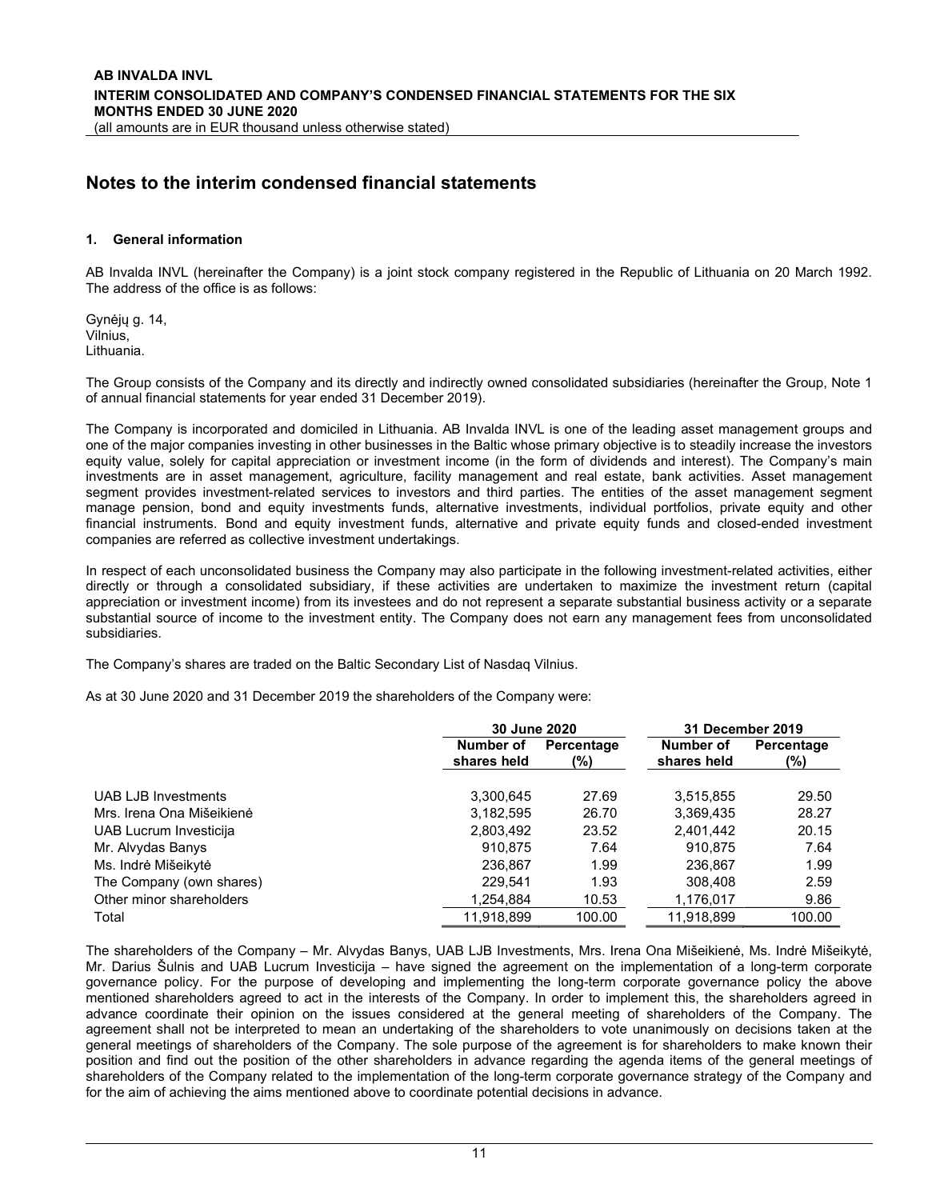## Notes to the interim condensed financial statements

### 1. General information

AB Invalda INVL (hereinafter the Company) is a joint stock company registered in the Republic of Lithuania on 20 March 1992. The address of the office is as follows:

Gynėjų g. 14,
Vilnius,
Lithuania.

The Group consists of the Company and its directly and indirectly owned consolidated subsidiaries (hereinafter the Group, Note 1 of annual financial statements for year ended 31 December 2019).

The Company is incorporated and domiciled in Lithuania. AB Invalda INVL is one of the leading asset management groups and one of the major companies investing in other businesses in the Baltic whose primary objective is to steadily increase the investors equity value, solely for capital appreciation or investment income (in the form of dividends and interest). The Company's main investments are in asset management, agriculture, facility management and real estate, bank activities. Asset management segment provides investment-related services to investors and third parties. The entities of the asset management segment manage pension, bond and equity investments funds, alternative investments, individual portfolios, private equity and other financial instruments. Bond and equity investment funds, alternative and private equity funds and closed-ended investment companies are referred as collective investment undertakings.

In respect of each unconsolidated business the Company may also participate in the following investment-related activities, either directly or through a consolidated subsidiary, if these activities are undertaken to maximize the investment return (capital appreciation or investment income) from its investees and do not represent a separate substantial business activity or a separate substantial source of income to the investment entity. The Company does not earn any management fees from unconsolidated subsidiaries.

The Company's shares are traded on the Baltic Secondary List of Nasdaq Vilnius.

As at 30 June 2020 and 31 December 2019 the shareholders of the Company were:

| | 30 June 2020 | | 31 December 2019 | |
|---|---|---|---|---|
| | Number of shares held | Percentage (%) | Number of shares held | Percentage (%) |
| UAB LJB Investments | 3,300,645 | 27.69 | 3,515,855 | 29.50 |
| Mrs. Irena Ona Mišeikienė | 3,182,595 | 26.70 | 3,369,435 | 28.27 |
| UAB Lucrum Investicija | 2,803,492 | 23.52 | 2,401,442 | 20.15 |
| Mr. Alvydas Banys | 910,875 | 7.64 | 910,875 | 7.64 |
| Ms. Indrė Mišeikytė | 236,867 | 1.99 | 236,867 | 1.99 |
| The Company (own shares) | 229,541 | 1.93 | 308,408 | 2.59 |
| Other minor shareholders | 1,254,884 | 10.53 | 1,176,017 | 9.86 |
| Total | 11,918,899 | 100.00 | 11,918,899 | 100.00 |

The shareholders of the Company – Mr. Alvydas Banys, UAB LJB Investments, Mrs. Irena Ona Mišeikienė, Ms. Indrė Mišeikytė, Mr. Darius Šulnis and UAB Lucrum Investicija – have signed the agreement on the implementation of a long-term corporate governance policy. For the purpose of developing and implementing the long-term corporate governance policy the above mentioned shareholders agreed to act in the interests of the Company. In order to implement this, the shareholders agreed in advance coordinate their opinion on the issues considered at the general meeting of shareholders of the Company. The agreement shall not be interpreted to mean an undertaking of the shareholders to vote unanimously on decisions taken at the general meetings of shareholders of the Company. The sole purpose of the agreement is for shareholders to make known their position and find out the position of the other shareholders in advance regarding the agenda items of the general meetings of shareholders of the Company related to the implementation of the long-term corporate governance strategy of the Company and for the aim of achieving the aims mentioned above to coordinate potential decisions in advance.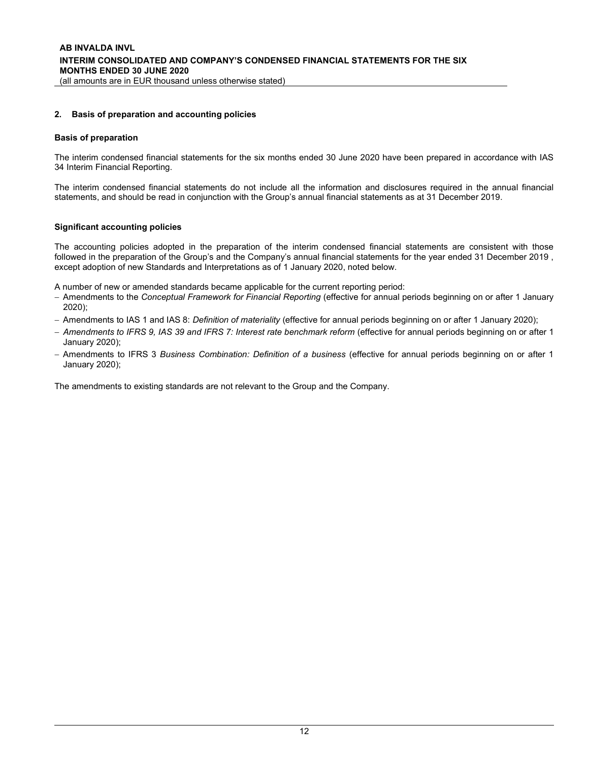## 2. Basis of preparation and accounting policies

### Basis of preparation

The interim condensed financial statements for the six months ended 30 June 2020 have been prepared in accordance with IAS 34 Interim Financial Reporting.

The interim condensed financial statements do not include all the information and disclosures required in the annual financial statements, and should be read in conjunction with the Group's annual financial statements as at 31 December 2019.

### Significant accounting policies

The accounting policies adopted in the preparation of the interim condensed financial statements are consistent with those followed in the preparation of the Group's and the Company's annual financial statements for the year ended 31 December 2019 , except adoption of new Standards and Interpretations as of 1 January 2020, noted below.

A number of new or amended standards became applicable for the current reporting period:

- Amendments to the *Conceptual Framework for Financial Reporting* (effective for annual periods beginning on or after 1 January 2020);
- Amendments to IAS 1 and IAS 8: *Definition of materiality* (effective for annual periods beginning on or after 1 January 2020);
- *Amendments to IFRS 9, IAS 39 and IFRS 7: Interest rate benchmark reform* (effective for annual periods beginning on or after 1 January 2020);
- Amendments to IFRS 3 *Business Combination: Definition of a business* (effective for annual periods beginning on or after 1 January 2020);

The amendments to existing standards are not relevant to the Group and the Company.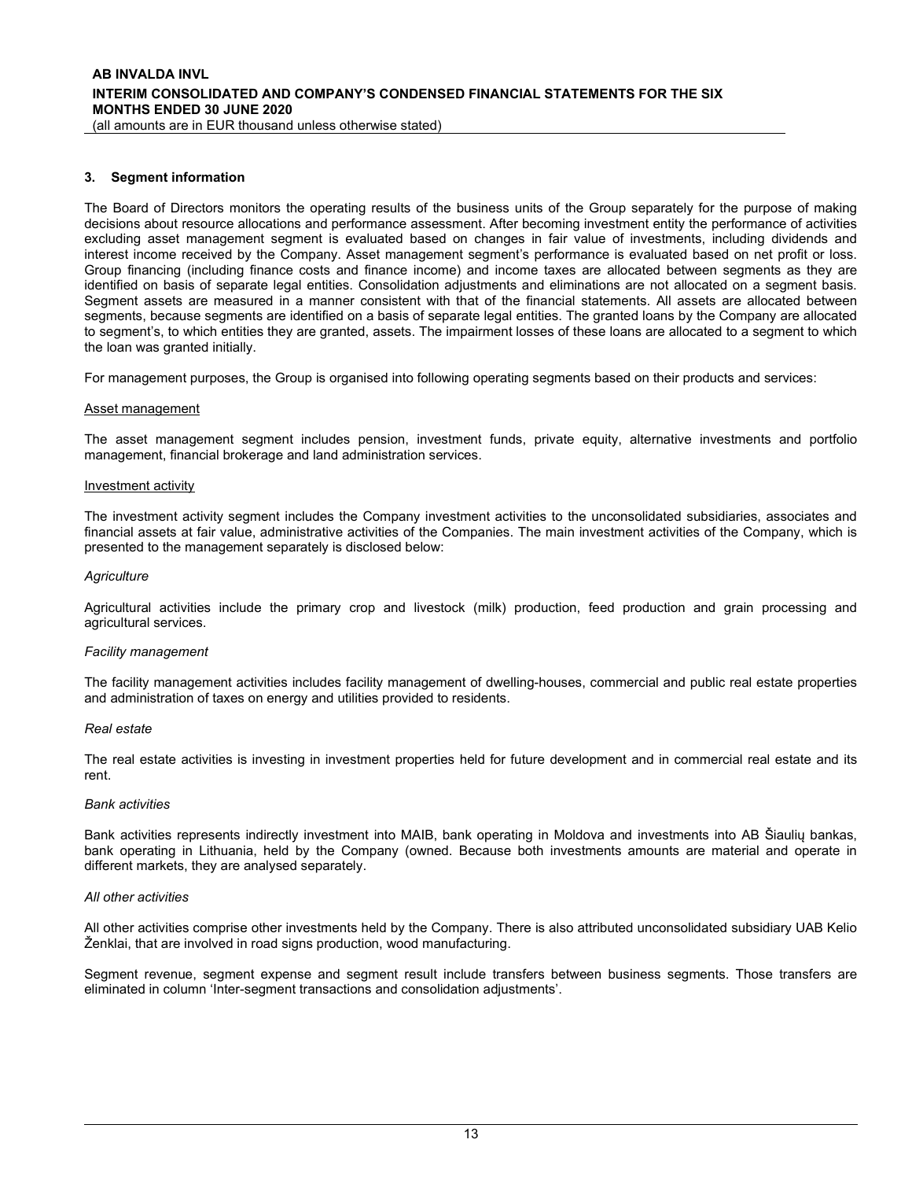## 3. Segment information

The Board of Directors monitors the operating results of the business units of the Group separately for the purpose of making decisions about resource allocations and performance assessment. After becoming investment entity the performance of activities excluding asset management segment is evaluated based on changes in fair value of investments, including dividends and interest income received by the Company. Asset management segment's performance is evaluated based on net profit or loss. Group financing (including finance costs and finance income) and income taxes are allocated between segments as they are identified on basis of separate legal entities. Consolidation adjustments and eliminations are not allocated on a segment basis. Segment assets are measured in a manner consistent with that of the financial statements. All assets are allocated between segments, because segments are identified on a basis of separate legal entities. The granted loans by the Company are allocated to segment's, to which entities they are granted, assets. The impairment losses of these loans are allocated to a segment to which the loan was granted initially.

For management purposes, the Group is organised into following operating segments based on their products and services:

Asset management

The asset management segment includes pension, investment funds, private equity, alternative investments and portfolio management, financial brokerage and land administration services.

Investment activity

The investment activity segment includes the Company investment activities to the unconsolidated subsidiaries, associates and financial assets at fair value, administrative activities of the Companies. The main investment activities of the Company, which is presented to the management separately is disclosed below:

*Agriculture*

Agricultural activities include the primary crop and livestock (milk) production, feed production and grain processing and agricultural services.

*Facility management*

The facility management activities includes facility management of dwelling-houses, commercial and public real estate properties and administration of taxes on energy and utilities provided to residents.

*Real estate*

The real estate activities is investing in investment properties held for future development and in commercial real estate and its rent.

*Bank activities*

Bank activities represents indirectly investment into MAIB, bank operating in Moldova and investments into AB Šiaulių bankas, bank operating in Lithuania, held by the Company (owned. Because both investments amounts are material and operate in different markets, they are analysed separately.

*All other activities*

All other activities comprise other investments held by the Company. There is also attributed unconsolidated subsidiary UAB Kelio Ženklai, that are involved in road signs production, wood manufacturing.

Segment revenue, segment expense and segment result include transfers between business segments. Those transfers are eliminated in column 'Inter-segment transactions and consolidation adjustments'.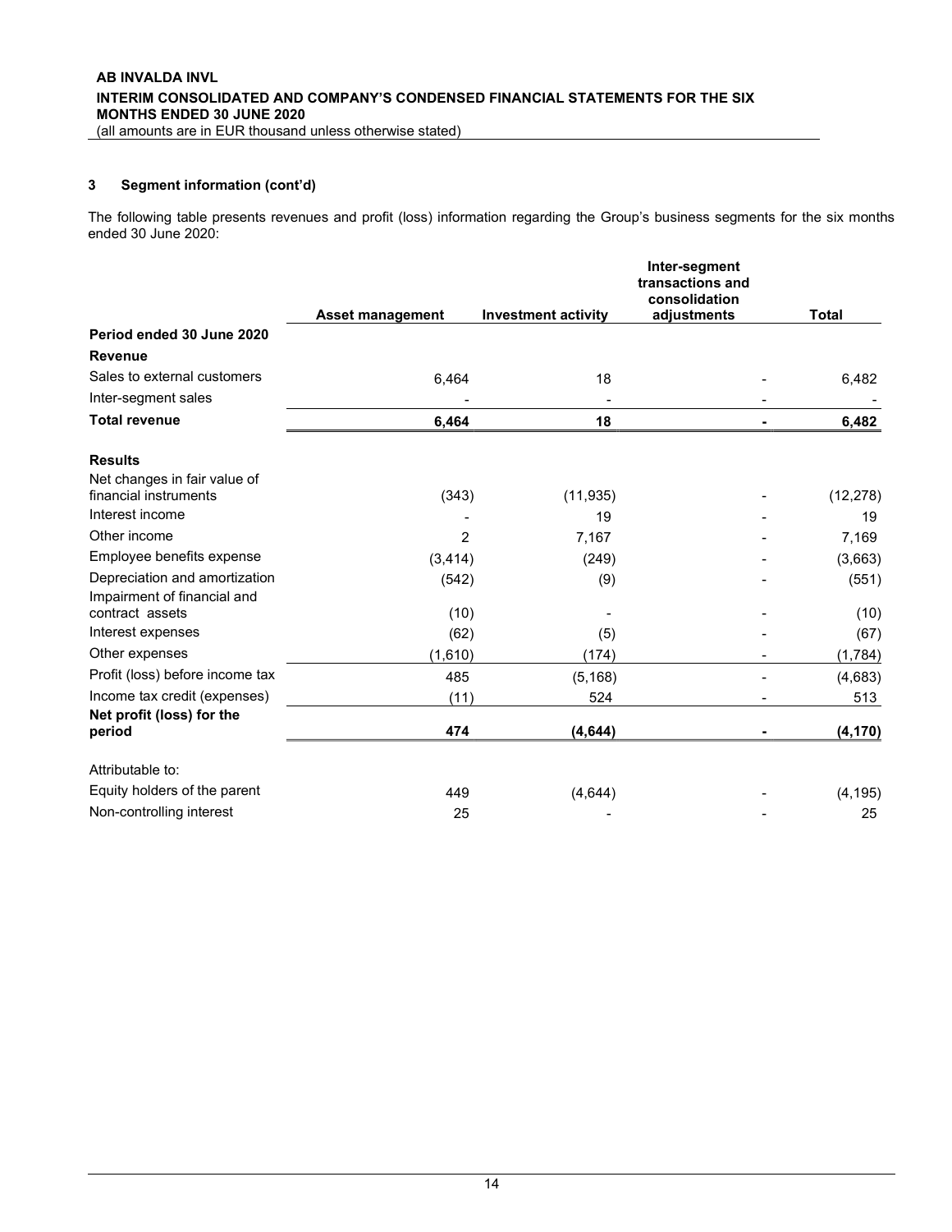### 3 Segment information (cont'd)

The following table presents revenues and profit (loss) information regarding the Group's business segments for the six months ended 30 June 2020:

| | Asset management | Investment activity | Inter-segment transactions and consolidation adjustments | Total |
|---|---|---|---|---|
| **Period ended 30 June 2020** | | | | |
| **Revenue** | | | | |
| Sales to external customers | 6,464 | 18 | - | 6,482 |
| Inter-segment sales | - | - | - | - |
| **Total revenue** | **6,464** | **18** | **-** | **6,482** |
| | | | | |
| **Results** | | | | |
| Net changes in fair value of financial instruments | (343) | (11,935) | - | (12,278) |
| Interest income | - | 19 | - | 19 |
| Other income | 2 | 7,167 | - | 7,169 |
| Employee benefits expense | (3,414) | (249) | - | (3,663) |
| Depreciation and amortization | (542) | (9) | - | (551) |
| Impairment of financial and contract assets | (10) | - | - | (10) |
| Interest expenses | (62) | (5) | - | (67) |
| Other expenses | (1,610) | (174) | - | (1,784) |
| Profit (loss) before income tax | 485 | (5,168) | - | (4,683) |
| Income tax credit (expenses) | (11) | 524 | - | 513 |
| **Net profit (loss) for the period** | **474** | **(4,644)** | **-** | **(4,170)** |
| | | | | |
| Attributable to: | | | | |
| Equity holders of the parent | 449 | (4,644) | - | (4,195) |
| Non-controlling interest | 25 | - | - | 25 |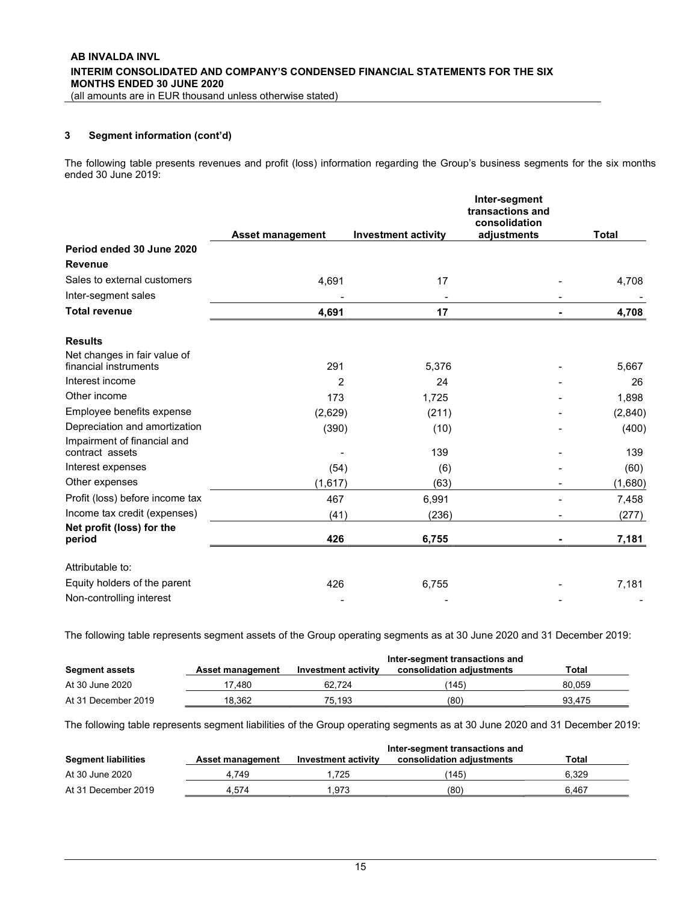### 3 Segment information (cont'd)

The following table presents revenues and profit (loss) information regarding the Group's business segments for the six months ended 30 June 2019:

| | Asset management | Investment activity | Inter-segment transactions and consolidation adjustments | Total |
|---|---|---|---|---|
| **Period ended 30 June 2020** | | | | |
| **Revenue** | | | | |
| Sales to external customers | 4,691 | 17 | - | 4,708 |
| Inter-segment sales | - | - | - | - |
| **Total revenue** | **4,691** | **17** | **-** | **4,708** |
| | | | | |
| **Results** | | | | |
| Net changes in fair value of financial instruments | 291 | 5,376 | - | 5,667 |
| Interest income | 2 | 24 | - | 26 |
| Other income | 173 | 1,725 | - | 1,898 |
| Employee benefits expense | (2,629) | (211) | - | (2,840) |
| Depreciation and amortization | (390) | (10) | - | (400) |
| Impairment of financial and contract assets | - | 139 | - | 139 |
| Interest expenses | (54) | (6) | - | (60) |
| Other expenses | (1,617) | (63) | - | (1,680) |
| Profit (loss) before income tax | 467 | 6,991 | - | 7,458 |
| Income tax credit (expenses) | (41) | (236) | - | (277) |
| **Net profit (loss) for the period** | **426** | **6,755** | **-** | **7,181** |
| | | | | |
| Attributable to: | | | | |
| Equity holders of the parent | 426 | 6,755 | - | 7,181 |
| Non-controlling interest | - | - | - | - |

The following table represents segment assets of the Group operating segments as at 30 June 2020 and 31 December 2019:

| Segment assets | Asset management | Investment activity | Inter-segment transactions and consolidation adjustments | Total |
|---|---|---|---|---|
| At 30 June 2020 | 17,480 | 62,724 | (145) | 80,059 |
| At 31 December 2019 | 18,362 | 75,193 | (80) | 93,475 |

The following table represents segment liabilities of the Group operating segments as at 30 June 2020 and 31 December 2019:

| Segment liabilities | Asset management | Investment activity | Inter-segment transactions and consolidation adjustments | Total |
|---|---|---|---|---|
| At 30 June 2020 | 4,749 | 1,725 | (145) | 6,329 |
| At 31 December 2019 | 4,574 | 1,973 | (80) | 6,467 |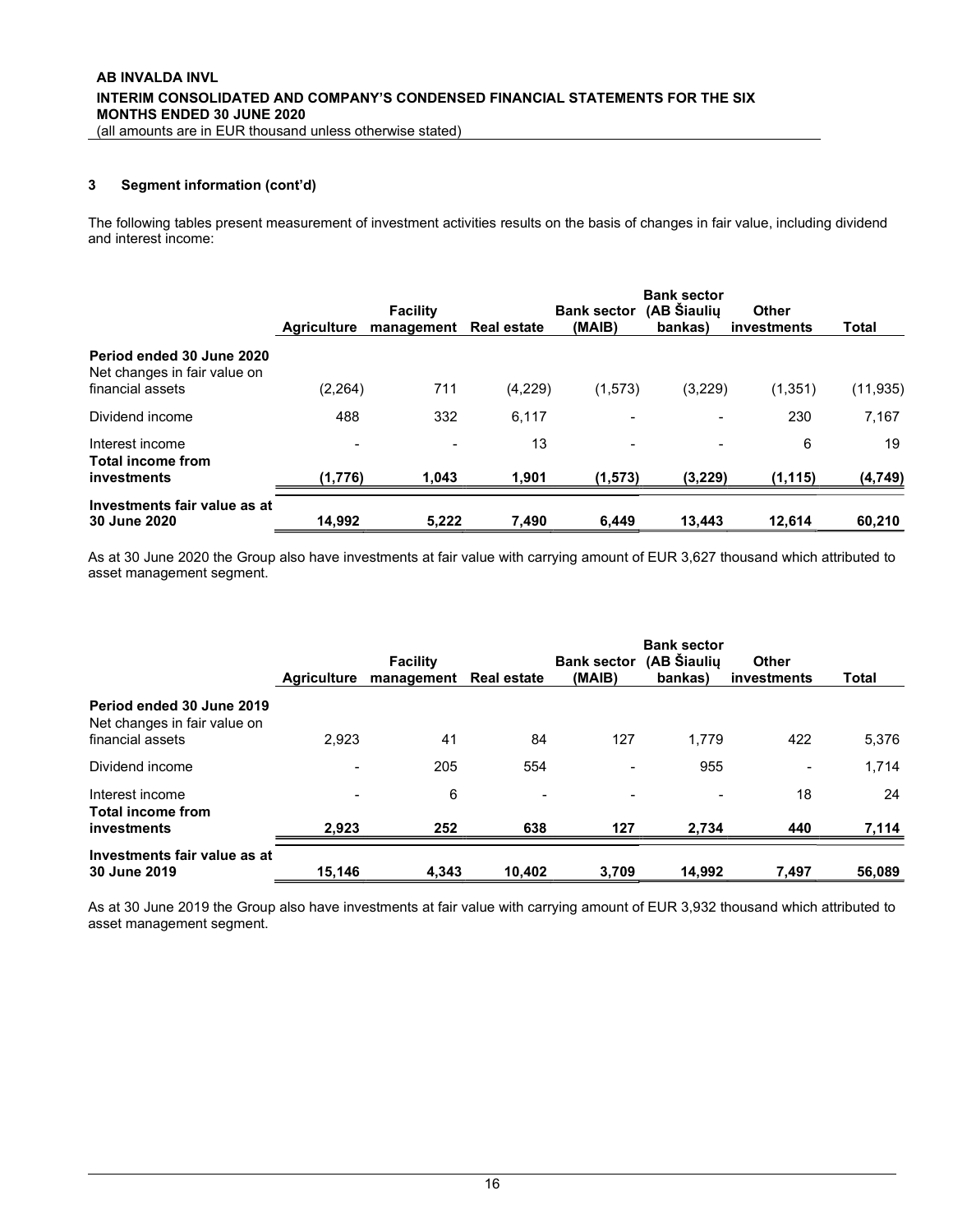## 3 Segment information (cont'd)

The following tables present measurement of investment activities results on the basis of changes in fair value, including dividend and interest income:

| | Agriculture | Facility management | Real estate | Bank sector (MAIB) | Bank sector (AB Šiaulių bankas) | Other investments | Total |
|---|---|---|---|---|---|---|---|
| **Period ended 30 June 2020** | | | | | | | |
| Net changes in fair value on financial assets | (2,264) | 711 | (4,229) | (1,573) | (3,229) | (1,351) | (11,935) |
| Dividend income | 488 | 332 | 6,117 | - | - | 230 | 7,167 |
| Interest income | - | - | 13 | - | - | 6 | 19 |
| **Total income from investments** | **(1,776)** | **1,043** | **1,901** | **(1,573)** | **(3,229)** | **(1,115)** | **(4,749)** |
| **Investments fair value as at 30 June 2020** | **14,992** | **5,222** | **7,490** | **6,449** | **13,443** | **12,614** | **60,210** |

As at 30 June 2020 the Group also have investments at fair value with carrying amount of EUR 3,627 thousand which attributed to asset management segment.

| | Agriculture | Facility management | Real estate | Bank sector (MAIB) | Bank sector (AB Šiaulių bankas) | Other investments | Total |
|---|---|---|---|---|---|---|---|
| **Period ended 30 June 2019** | | | | | | | |
| Net changes in fair value on financial assets | 2,923 | 41 | 84 | 127 | 1,779 | 422 | 5,376 |
| Dividend income | - | 205 | 554 | - | 955 | - | 1,714 |
| Interest income | - | 6 | - | - | - | 18 | 24 |
| **Total income from investments** | **2,923** | **252** | **638** | **127** | **2,734** | **440** | **7,114** |
| **Investments fair value as at 30 June 2019** | **15,146** | **4,343** | **10,402** | **3,709** | **14,992** | **7,497** | **56,089** |

As at 30 June 2019 the Group also have investments at fair value with carrying amount of EUR 3,932 thousand which attributed to asset management segment.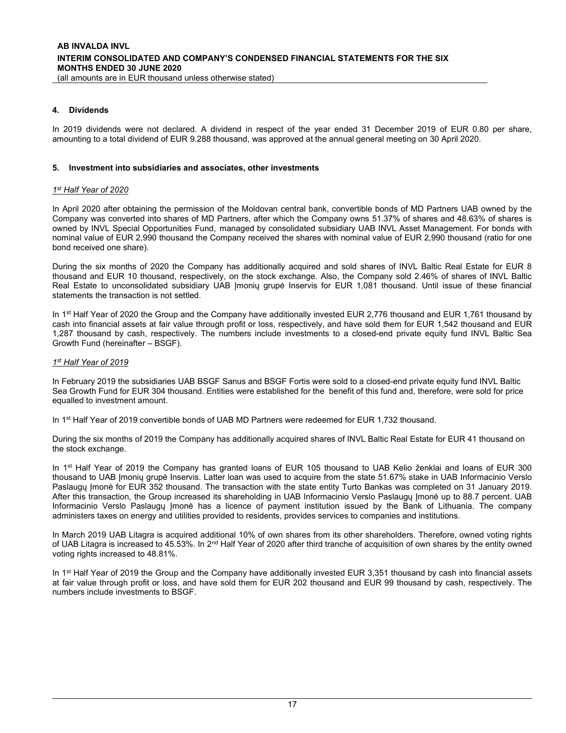## 4. Dividends

In 2019 dividends were not declared. A dividend in respect of the year ended 31 December 2019 of EUR 0.80 per share, amounting to a total dividend of EUR 9.288 thousand, was approved at the annual general meeting on 30 April 2020.

## 5. Investment into subsidiaries and associates, other investments

*1st Half Year of 2020*

In April 2020 after obtaining the permission of the Moldovan central bank, convertible bonds of MD Partners UAB owned by the Company was converted into shares of MD Partners, after which the Company owns 51.37% of shares and 48.63% of shares is owned by INVL Special Opportunities Fund, managed by consolidated subsidiary UAB INVL Asset Management. For bonds with nominal value of EUR 2,990 thousand the Company received the shares with nominal value of EUR 2,990 thousand (ratio for one bond received one share).

During the six months of 2020 the Company has additionally acquired and sold shares of INVL Baltic Real Estate for EUR 8 thousand and EUR 10 thousand, respectively, on the stock exchange. Also, the Company sold 2.46% of shares of INVL Baltic Real Estate to unconsolidated subsidiary UAB Įmonių grupė Inservis for EUR 1,081 thousand. Until issue of these financial statements the transaction is not settled.

In 1st Half Year of 2020 the Group and the Company have additionally invested EUR 2,776 thousand and EUR 1,761 thousand by cash into financial assets at fair value through profit or loss, respectively, and have sold them for EUR 1,542 thousand and EUR 1,287 thousand by cash, respectively. The numbers include investments to a closed-end private equity fund INVL Baltic Sea Growth Fund (hereinafter – BSGF).

*1st Half Year of 2019*

In February 2019 the subsidiaries UAB BSGF Sanus and BSGF Fortis were sold to a closed-end private equity fund INVL Baltic Sea Growth Fund for EUR 304 thousand. Entities were established for the benefit of this fund and, therefore, were sold for price equalled to investment amount.

In 1st Half Year of 2019 convertible bonds of UAB MD Partners were redeemed for EUR 1,732 thousand.

During the six months of 2019 the Company has additionally acquired shares of INVL Baltic Real Estate for EUR 41 thousand on the stock exchange.

In 1st Half Year of 2019 the Company has granted loans of EUR 105 thousand to UAB Kelio ženklai and loans of EUR 300 thousand to UAB Įmonių grupė Inservis. Latter loan was used to acquire from the state 51.67% stake in UAB Informacinio Verslo Paslaugų Įmonė for EUR 352 thousand. The transaction with the state entity Turto Bankas was completed on 31 January 2019. After this transaction, the Group increased its shareholding in UAB Informacinio Verslo Paslaugų Įmonė up to 88.7 percent. UAB Informacinio Verslo Paslaugų Įmonė has a licence of payment institution issued by the Bank of Lithuania. The company administers taxes on energy and utilities provided to residents, provides services to companies and institutions.

In March 2019 UAB Litagra is acquired additional 10% of own shares from its other shareholders. Therefore, owned voting rights of UAB Litagra is increased to 45.53%. In 2nd Half Year of 2020 after third tranche of acquisition of own shares by the entity owned voting rights increased to 48.81%.

In 1st Half Year of 2019 the Group and the Company have additionally invested EUR 3,351 thousand by cash into financial assets at fair value through profit or loss, and have sold them for EUR 202 thousand and EUR 99 thousand by cash, respectively. The numbers include investments to BSGF.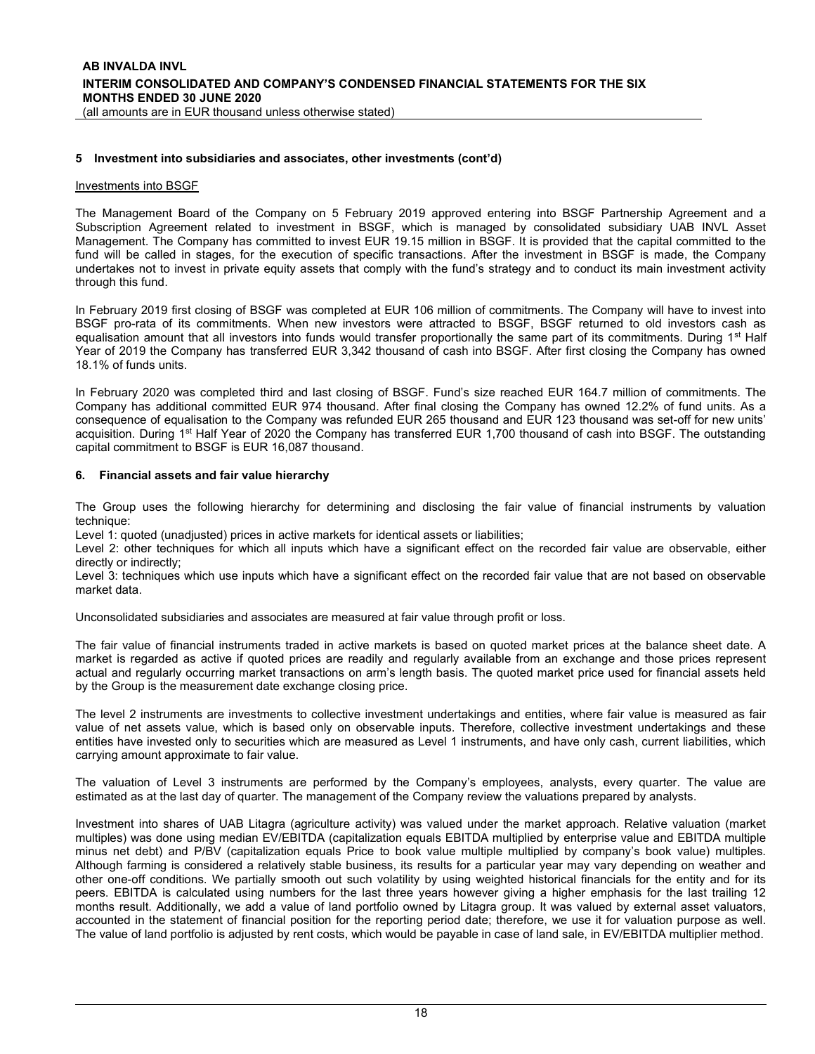## 5 Investment into subsidiaries and associates, other investments (cont'd)

Investments into BSGF

The Management Board of the Company on 5 February 2019 approved entering into BSGF Partnership Agreement and a Subscription Agreement related to investment in BSGF, which is managed by consolidated subsidiary UAB INVL Asset Management. The Company has committed to invest EUR 19.15 million in BSGF. It is provided that the capital committed to the fund will be called in stages, for the execution of specific transactions. After the investment in BSGF is made, the Company undertakes not to invest in private equity assets that comply with the fund's strategy and to conduct its main investment activity through this fund.

In February 2019 first closing of BSGF was completed at EUR 106 million of commitments. The Company will have to invest into BSGF pro-rata of its commitments. When new investors were attracted to BSGF, BSGF returned to old investors cash as equalisation amount that all investors into funds would transfer proportionally the same part of its commitments. During 1st Half Year of 2019 the Company has transferred EUR 3,342 thousand of cash into BSGF. After first closing the Company has owned 18.1% of funds units.

In February 2020 was completed third and last closing of BSGF. Fund's size reached EUR 164.7 million of commitments. The Company has additional committed EUR 974 thousand. After final closing the Company has owned 12.2% of fund units. As a consequence of equalisation to the Company was refunded EUR 265 thousand and EUR 123 thousand was set-off for new units' acquisition. During 1st Half Year of 2020 the Company has transferred EUR 1,700 thousand of cash into BSGF. The outstanding capital commitment to BSGF is EUR 16,087 thousand.

## 6. Financial assets and fair value hierarchy

The Group uses the following hierarchy for determining and disclosing the fair value of financial instruments by valuation technique:

Level 1: quoted (unadjusted) prices in active markets for identical assets or liabilities;

Level 2: other techniques for which all inputs which have a significant effect on the recorded fair value are observable, either directly or indirectly;

Level 3: techniques which use inputs which have a significant effect on the recorded fair value that are not based on observable market data.

Unconsolidated subsidiaries and associates are measured at fair value through profit or loss.

The fair value of financial instruments traded in active markets is based on quoted market prices at the balance sheet date. A market is regarded as active if quoted prices are readily and regularly available from an exchange and those prices represent actual and regularly occurring market transactions on arm's length basis. The quoted market price used for financial assets held by the Group is the measurement date exchange closing price.

The level 2 instruments are investments to collective investment undertakings and entities, where fair value is measured as fair value of net assets value, which is based only on observable inputs. Therefore, collective investment undertakings and these entities have invested only to securities which are measured as Level 1 instruments, and have only cash, current liabilities, which carrying amount approximate to fair value.

The valuation of Level 3 instruments are performed by the Company's employees, analysts, every quarter. The value are estimated as at the last day of quarter. The management of the Company review the valuations prepared by analysts.

Investment into shares of UAB Litagra (agriculture activity) was valued under the market approach. Relative valuation (market multiples) was done using median EV/EBITDA (capitalization equals EBITDA multiplied by enterprise value and EBITDA multiple minus net debt) and P/BV (capitalization equals Price to book value multiple multiplied by company's book value) multiples. Although farming is considered a relatively stable business, its results for a particular year may vary depending on weather and other one-off conditions. We partially smooth out such volatility by using weighted historical financials for the entity and for its peers. EBITDA is calculated using numbers for the last three years however giving a higher emphasis for the last trailing 12 months result. Additionally, we add a value of land portfolio owned by Litagra group. It was valued by external asset valuators, accounted in the statement of financial position for the reporting period date; therefore, we use it for valuation purpose as well. The value of land portfolio is adjusted by rent costs, which would be payable in case of land sale, in EV/EBITDA multiplier method.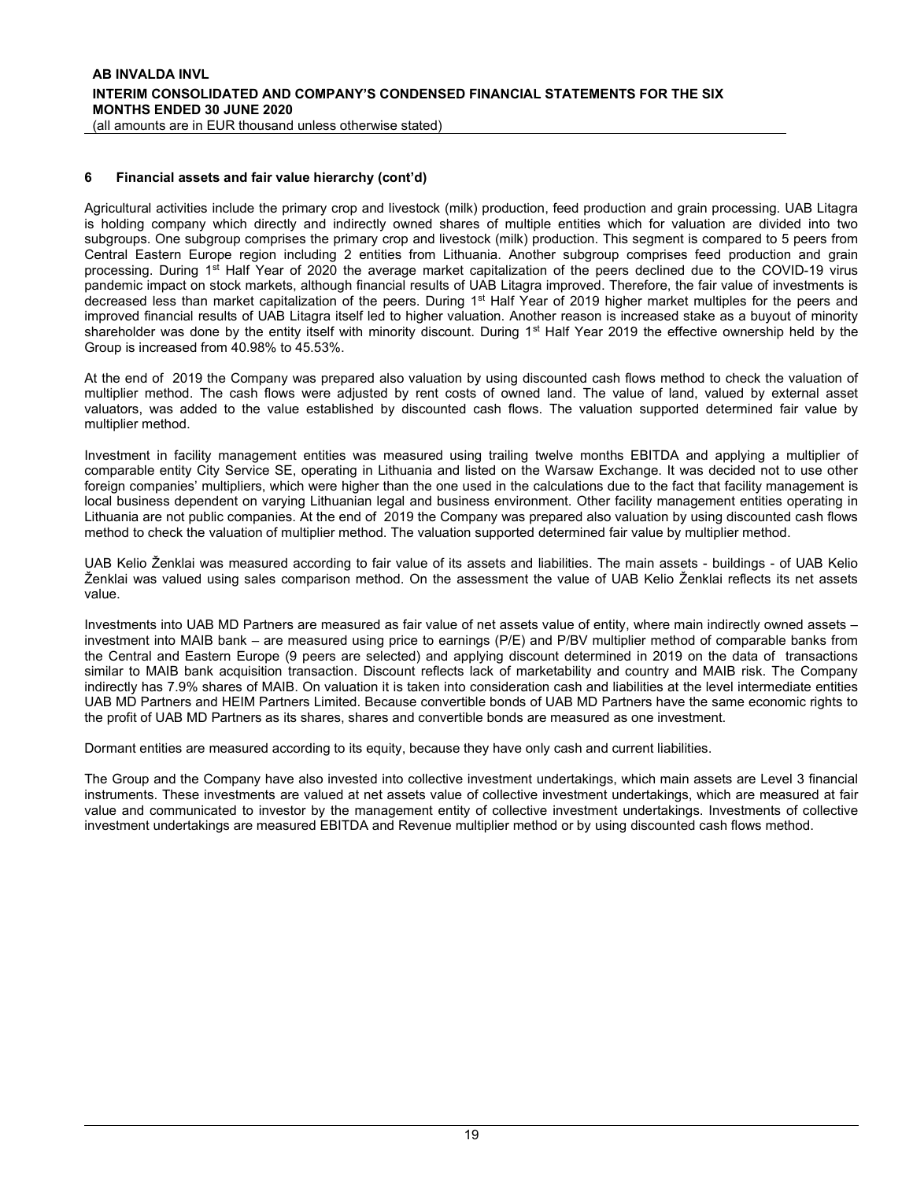## 6 Financial assets and fair value hierarchy (cont'd)

Agricultural activities include the primary crop and livestock (milk) production, feed production and grain processing. UAB Litagra is holding company which directly and indirectly owned shares of multiple entities which for valuation are divided into two subgroups. One subgroup comprises the primary crop and livestock (milk) production. This segment is compared to 5 peers from Central Eastern Europe region including 2 entities from Lithuania. Another subgroup comprises feed production and grain processing. During 1st Half Year of 2020 the average market capitalization of the peers declined due to the COVID-19 virus pandemic impact on stock markets, although financial results of UAB Litagra improved. Therefore, the fair value of investments is decreased less than market capitalization of the peers. During 1st Half Year of 2019 higher market multiples for the peers and improved financial results of UAB Litagra itself led to higher valuation. Another reason is increased stake as a buyout of minority shareholder was done by the entity itself with minority discount. During 1st Half Year 2019 the effective ownership held by the Group is increased from 40.98% to 45.53%.

At the end of 2019 the Company was prepared also valuation by using discounted cash flows method to check the valuation of multiplier method. The cash flows were adjusted by rent costs of owned land. The value of land, valued by external asset valuators, was added to the value established by discounted cash flows. The valuation supported determined fair value by multiplier method.

Investment in facility management entities was measured using trailing twelve months EBITDA and applying a multiplier of comparable entity City Service SE, operating in Lithuania and listed on the Warsaw Exchange. It was decided not to use other foreign companies' multipliers, which were higher than the one used in the calculations due to the fact that facility management is local business dependent on varying Lithuanian legal and business environment. Other facility management entities operating in Lithuania are not public companies. At the end of 2019 the Company was prepared also valuation by using discounted cash flows method to check the valuation of multiplier method. The valuation supported determined fair value by multiplier method.

UAB Kelio Ženklai was measured according to fair value of its assets and liabilities. The main assets - buildings - of UAB Kelio Ženklai was valued using sales comparison method. On the assessment the value of UAB Kelio Ženklai reflects its net assets value.

Investments into UAB MD Partners are measured as fair value of net assets value of entity, where main indirectly owned assets – investment into MAIB bank – are measured using price to earnings (P/E) and P/BV multiplier method of comparable banks from the Central and Eastern Europe (9 peers are selected) and applying discount determined in 2019 on the data of transactions similar to MAIB bank acquisition transaction. Discount reflects lack of marketability and country and MAIB risk. The Company indirectly has 7.9% shares of MAIB. On valuation it is taken into consideration cash and liabilities at the level intermediate entities UAB MD Partners and HEIM Partners Limited. Because convertible bonds of UAB MD Partners have the same economic rights to the profit of UAB MD Partners as its shares, shares and convertible bonds are measured as one investment.

Dormant entities are measured according to its equity, because they have only cash and current liabilities.

The Group and the Company have also invested into collective investment undertakings, which main assets are Level 3 financial instruments. These investments are valued at net assets value of collective investment undertakings, which are measured at fair value and communicated to investor by the management entity of collective investment undertakings. Investments of collective investment undertakings are measured EBITDA and Revenue multiplier method or by using discounted cash flows method.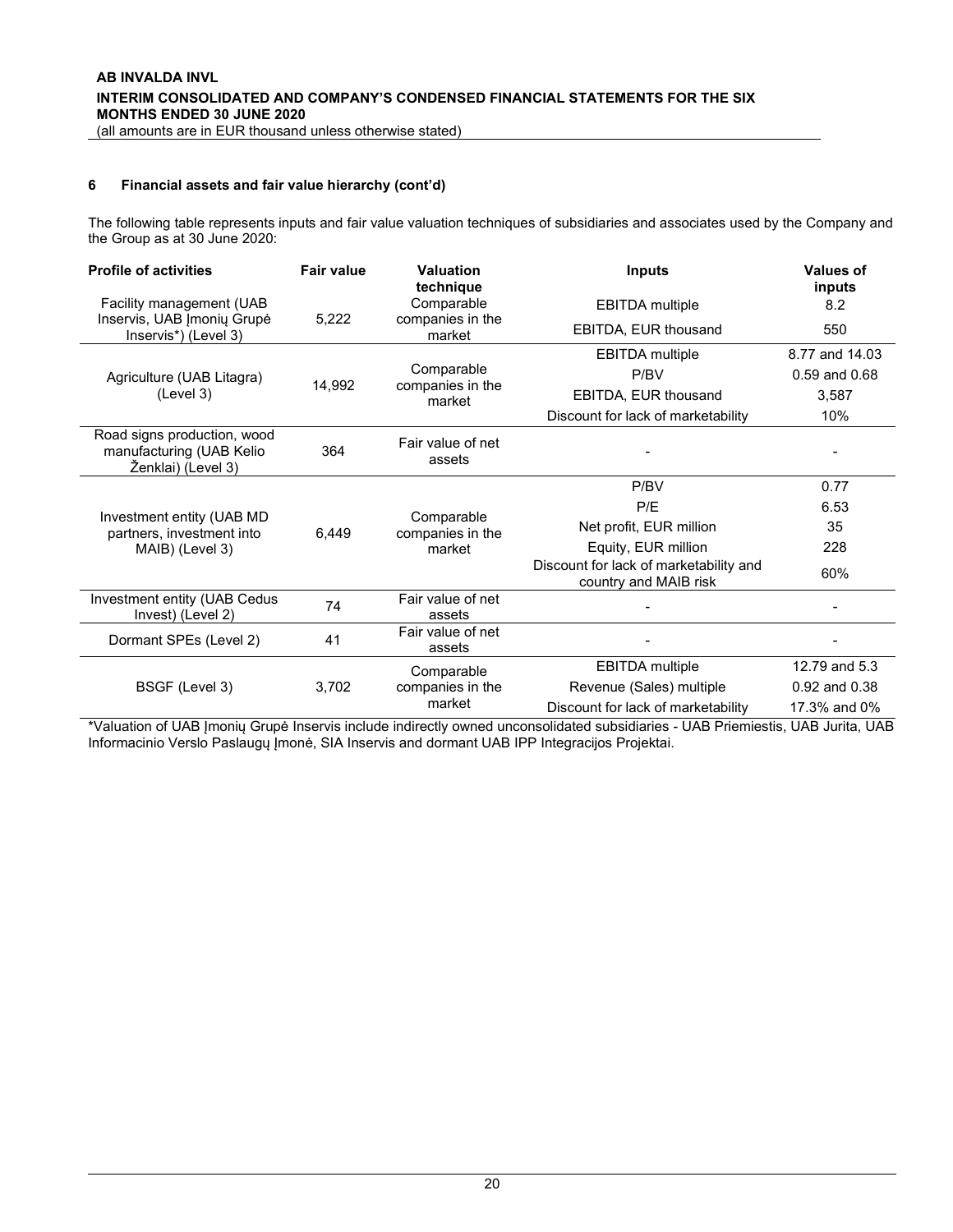### 6 Financial assets and fair value hierarchy (cont'd)

The following table represents inputs and fair value valuation techniques of subsidiaries and associates used by the Company and the Group as at 30 June 2020:

| Profile of activities | Fair value | Valuation technique | Inputs | Values of inputs |
|---|---|---|---|---|
| Facility management (UAB Inservis, UAB Įmonių Grupė Inservis*) (Level 3) | 5,222 | Comparable companies in the market | EBITDA multiple | 8.2 |
| | | | EBITDA, EUR thousand | 550 |
| Agriculture (UAB Litagra) (Level 3) | 14,992 | Comparable companies in the market | EBITDA multiple | 8.77 and 14.03 |
| | | | P/BV | 0.59 and 0.68 |
| | | | EBITDA, EUR thousand | 3,587 |
| | | | Discount for lack of marketability | 10% |
| Road signs production, wood manufacturing (UAB Kelio Ženklai) (Level 3) | 364 | Fair value of net assets | - | - |
| Investment entity (UAB MD partners, investment into MAIB) (Level 3) | 6,449 | Comparable companies in the market | P/BV | 0.77 |
| | | | P/E | 6.53 |
| | | | Net profit, EUR million | 35 |
| | | | Equity, EUR million | 228 |
| | | | Discount for lack of marketability and country and MAIB risk | 60% |
| Investment entity (UAB Cedus Invest) (Level 2) | 74 | Fair value of net assets | - | - |
| Dormant SPEs (Level 2) | 41 | Fair value of net assets | - | - |
| BSGF (Level 3) | 3,702 | Comparable companies in the market | EBITDA multiple | 12.79 and 5.3 |
| | | | Revenue (Sales) multiple | 0.92 and 0.38 |
| | | | Discount for lack of marketability | 17.3% and 0% |

*Valuation of UAB Įmonių Grupė Inservis include indirectly owned unconsolidated subsidiaries - UAB Priemiestis, UAB Jurita, UAB Informacinio Verslo Paslaugų Įmonė, SIA Inservis and dormant UAB IPP Integracijos Projektai.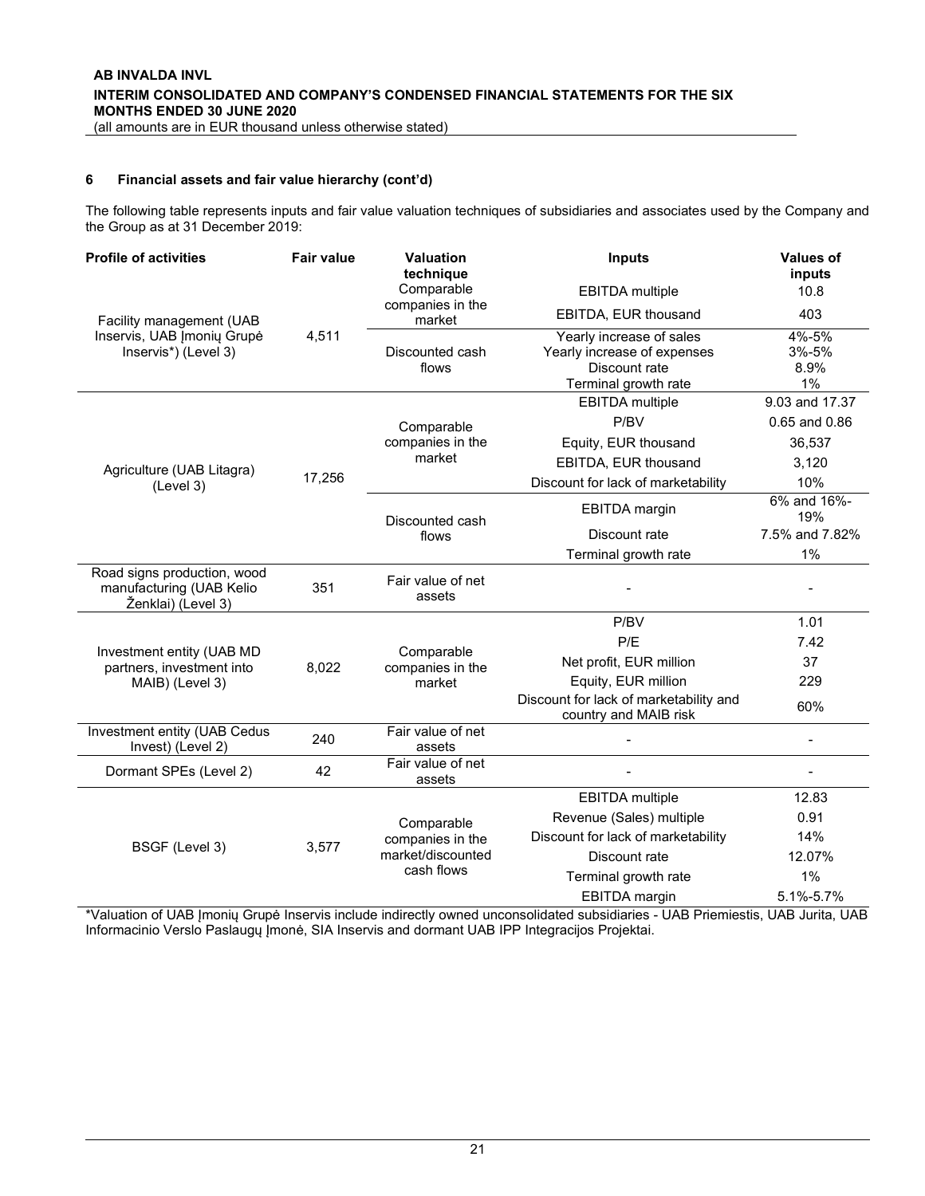### 6 Financial assets and fair value hierarchy (cont'd)

The following table represents inputs and fair value valuation techniques of subsidiaries and associates used by the Company and the Group as at 31 December 2019:

| Profile of activities | Fair value | Valuation technique | Inputs | Values of inputs |
|---|---|---|---|---|
| Facility management (UAB Inservis, UAB Įmonių Grupė Inservis*) (Level 3) | 4,511 | Comparable companies in the market | EBITDA multiple | 10.8 |
| | | | EBITDA, EUR thousand | 403 |
| | | Discounted cash flows | Yearly increase of sales | 4%-5% |
| | | | Yearly increase of expenses | 3%-5% |
| | | | Discount rate | 8.9% |
| | | | Terminal growth rate | 1% |
| Agriculture (UAB Litagra) (Level 3) | 17,256 | Comparable companies in the market | EBITDA multiple | 9.03 and 17.37 |
| | | | P/BV | 0.65 and 0.86 |
| | | | Equity, EUR thousand | 36,537 |
| | | | EBITDA, EUR thousand | 3,120 |
| | | | Discount for lack of marketability | 10% |
| | | Discounted cash flows | EBITDA margin | 6% and 16%-19% |
| | | | Discount rate | 7.5% and 7.82% |
| | | | Terminal growth rate | 1% |
| Road signs production, wood manufacturing (UAB Kelio Ženklai) (Level 3) | 351 | Fair value of net assets | - | - |
| Investment entity (UAB MD partners, investment into MAIB) (Level 3) | 8,022 | Comparable companies in the market | P/BV | 1.01 |
| | | | P/E | 7.42 |
| | | | Net profit, EUR million | 37 |
| | | | Equity, EUR million | 229 |
| | | | Discount for lack of marketability and country and MAIB risk | 60% |
| Investment entity (UAB Cedus Invest) (Level 2) | 240 | Fair value of net assets | - | - |
| Dormant SPEs (Level 2) | 42 | Fair value of net assets | - | - |
| BSGF (Level 3) | 3,577 | Comparable companies in the market/discounted cash flows | EBITDA multiple | 12.83 |
| | | | Revenue (Sales) multiple | 0.91 |
| | | | Discount for lack of marketability | 14% |
| | | | Discount rate | 12.07% |
| | | | Terminal growth rate | 1% |
| | | | EBITDA margin | 5.1%-5.7% |

*Valuation of UAB Įmonių Grupė Inservis include indirectly owned unconsolidated subsidiaries - UAB Priemiestis, UAB Jurita, UAB Informacinio Verslo Paslaugų Įmonė, SIA Inservis and dormant UAB IPP Integracijos Projektai.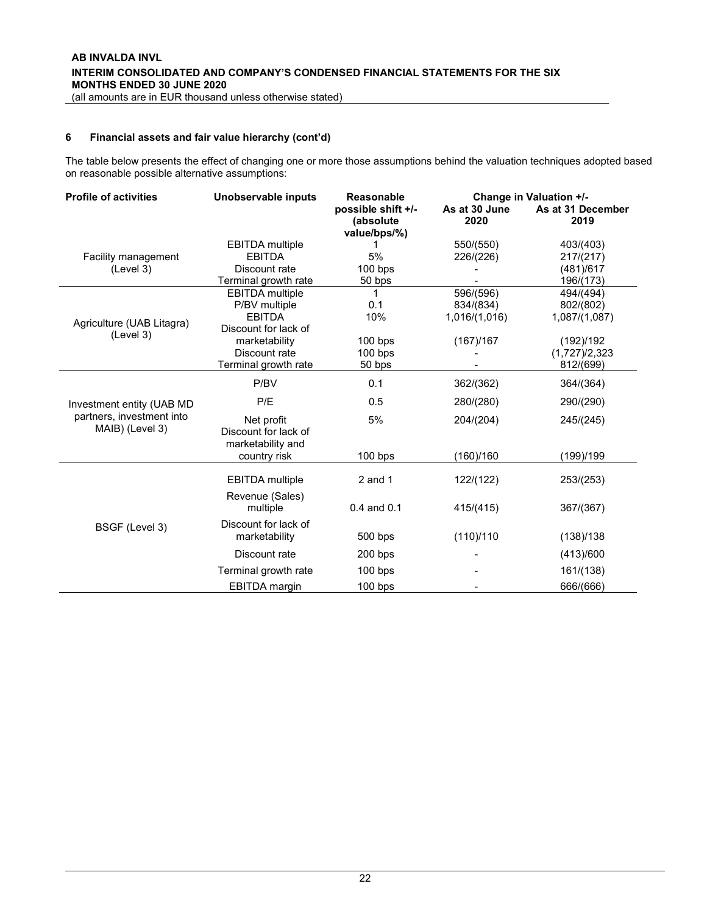## 6 Financial assets and fair value hierarchy (cont'd)

The table below presents the effect of changing one or more those assumptions behind the valuation techniques adopted based on reasonable possible alternative assumptions:

| Profile of activities | Unobservable inputs | Reasonable possible shift +/- (absolute value/bps/%) | Change in Valuation +/- | |
|---|---|---|---|---|
| | | | As at 30 June 2020 | As at 31 December 2019 |
| Facility management (Level 3) | EBITDA multiple | 1 | 550/(550) | 403/(403) |
| | EBITDA | 5% | 226/(226) | 217/(217) |
| | Discount rate | 100 bps | - | (481)/617 |
| | Terminal growth rate | 50 bps | - | 196/(173) |
| Agriculture (UAB Litagra) (Level 3) | EBITDA multiple | 1 | 596/(596) | 494/(494) |
| | P/BV multiple | 0.1 | 834/(834) | 802/(802) |
| | EBITDA | 10% | 1,016/(1,016) | 1,087/(1,087) |
| | Discount for lack of marketability | 100 bps | (167)/167 | (192)/192 |
| | Discount rate | 100 bps | - | (1,727)/2,323 |
| | Terminal growth rate | 50 bps | - | 812/(699) |
| Investment entity (UAB MD partners, investment into MAIB) (Level 3) | P/BV | 0.1 | 362/(362) | 364/(364) |
| | P/E | 0.5 | 280/(280) | 290/(290) |
| | Net profit | 5% | 204/(204) | 245/(245) |
| | Discount for lack of marketability and country risk | 100 bps | (160)/160 | (199)/199 |
| BSGF (Level 3) | EBITDA multiple | 2 and 1 | 122/(122) | 253/(253) |
| | Revenue (Sales) multiple | 0.4 and 0.1 | 415/(415) | 367/(367) |
| | Discount for lack of marketability | 500 bps | (110)/110 | (138)/138 |
| | Discount rate | 200 bps | - | (413)/600 |
| | Terminal growth rate | 100 bps | - | 161/(138) |
| | EBITDA margin | 100 bps | - | 666/(666) |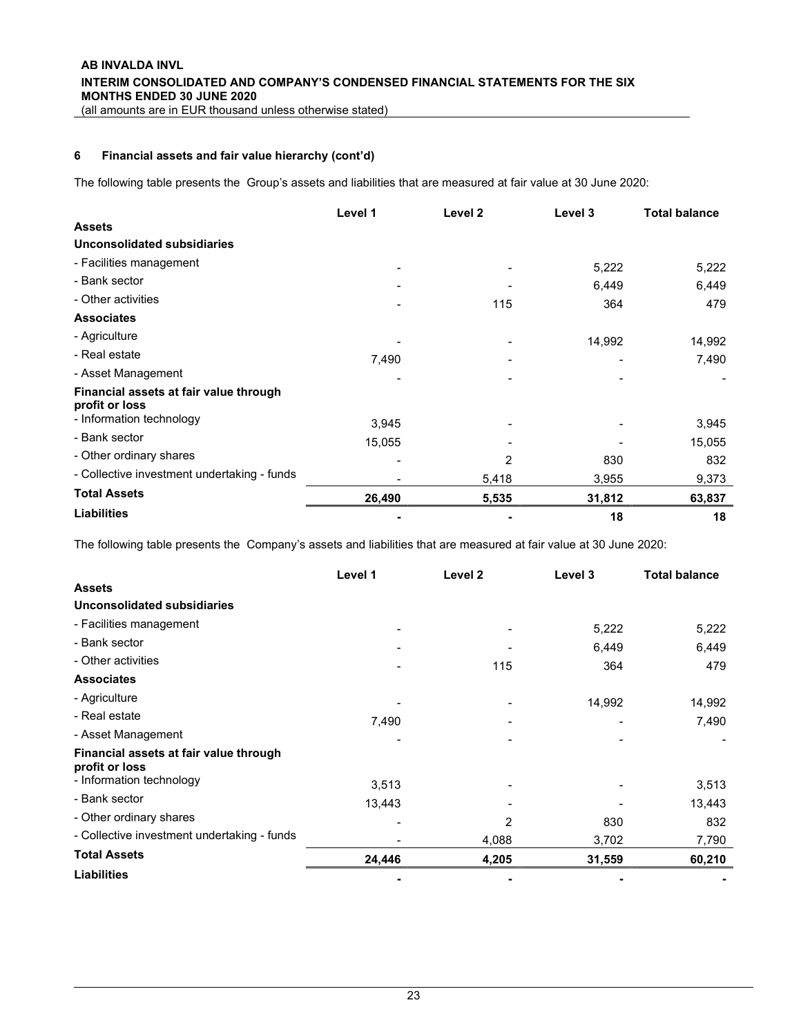## 6 Financial assets and fair value hierarchy (cont'd)

The following table presents the Group's assets and liabilities that are measured at fair value at 30 June 2020:

| | Level 1 | Level 2 | Level 3 | Total balance |
|---|---|---|---|---|
| **Assets** | | | | |
| **Unconsolidated subsidiaries** | | | | |
| - Facilities management | - | - | 5,222 | 5,222 |
| - Bank sector | - | - | 6,449 | 6,449 |
| - Other activities | - | 115 | 364 | 479 |
| **Associates** | | | | |
| - Agriculture | - | - | 14,992 | 14,992 |
| - Real estate | 7,490 | - | - | 7,490 |
| - Asset Management | - | - | - | - |
| **Financial assets at fair value through profit or loss** | | | | |
| - Information technology | 3,945 | - | - | 3,945 |
| - Bank sector | 15,055 | - | - | 15,055 |
| - Other ordinary shares | - | 2 | 830 | 832 |
| - Collective investment undertaking - funds | - | 5,418 | 3,955 | 9,373 |
| **Total Assets** | **26,490** | **5,535** | **31,812** | **63,837** |
| **Liabilities** | **-** | **-** | **18** | **18** |

The following table presents the Company's assets and liabilities that are measured at fair value at 30 June 2020:

| | Level 1 | Level 2 | Level 3 | Total balance |
|---|---|---|---|---|
| **Assets** | | | | |
| **Unconsolidated subsidiaries** | | | | |
| - Facilities management | - | - | 5,222 | 5,222 |
| - Bank sector | - | - | 6,449 | 6,449 |
| - Other activities | - | 115 | 364 | 479 |
| **Associates** | | | | |
| - Agriculture | - | - | 14,992 | 14,992 |
| - Real estate | 7,490 | - | - | 7,490 |
| - Asset Management | - | - | - | - |
| **Financial assets at fair value through profit or loss** | | | | |
| - Information technology | 3,513 | - | - | 3,513 |
| - Bank sector | 13,443 | - | - | 13,443 |
| - Other ordinary shares | - | 2 | 830 | 832 |
| - Collective investment undertaking - funds | - | 4,088 | 3,702 | 7,790 |
| **Total Assets** | **24,446** | **4,205** | **31,559** | **60,210** |
| **Liabilities** | **-** | **-** | **-** | **-** |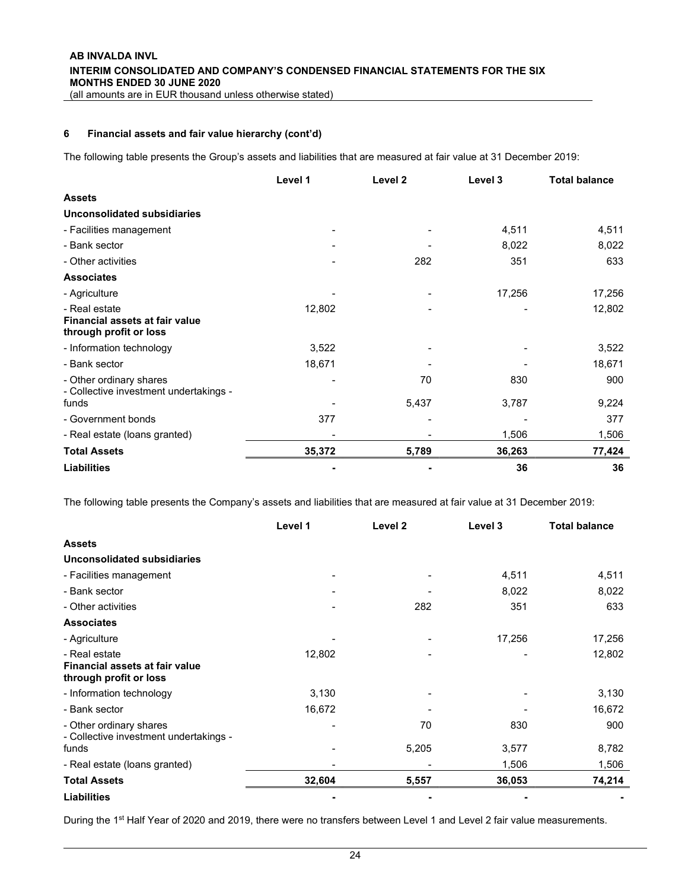## 6 Financial assets and fair value hierarchy (cont'd)

The following table presents the Group's assets and liabilities that are measured at fair value at 31 December 2019:

| | Level 1 | Level 2 | Level 3 | Total balance |
|---|---|---|---|---|
| **Assets** | | | | |
| **Unconsolidated subsidiaries** | | | | |
| - Facilities management | - | - | 4,511 | 4,511 |
| - Bank sector | - | - | 8,022 | 8,022 |
| - Other activities | - | 282 | 351 | 633 |
| **Associates** | | | | |
| - Agriculture | - | - | 17,256 | 17,256 |
| - Real estate | 12,802 | - | - | 12,802 |
| **Financial assets at fair value through profit or loss** | | | | |
| - Information technology | 3,522 | - | - | 3,522 |
| - Bank sector | 18,671 | - | - | 18,671 |
| - Other ordinary shares | - | 70 | 830 | 900 |
| - Collective investment undertakings - funds | - | 5,437 | 3,787 | 9,224 |
| - Government bonds | 377 | - | - | 377 |
| - Real estate (loans granted) | - | - | 1,506 | 1,506 |
| **Total Assets** | **35,372** | **5,789** | **36,263** | **77,424** |
| **Liabilities** | **-** | **-** | **36** | **36** |

The following table presents the Company's assets and liabilities that are measured at fair value at 31 December 2019:

| | Level 1 | Level 2 | Level 3 | Total balance |
|---|---|---|---|---|
| **Assets** | | | | |
| **Unconsolidated subsidiaries** | | | | |
| - Facilities management | - | - | 4,511 | 4,511 |
| - Bank sector | - | - | 8,022 | 8,022 |
| - Other activities | - | 282 | 351 | 633 |
| **Associates** | | | | |
| - Agriculture | - | - | 17,256 | 17,256 |
| - Real estate | 12,802 | - | - | 12,802 |
| **Financial assets at fair value through profit or loss** | | | | |
| - Information technology | 3,130 | - | - | 3,130 |
| - Bank sector | 16,672 | - | - | 16,672 |
| - Other ordinary shares | - | 70 | 830 | 900 |
| - Collective investment undertakings - funds | - | 5,205 | 3,577 | 8,782 |
| - Real estate (loans granted) | - | - | 1,506 | 1,506 |
| **Total Assets** | **32,604** | **5,557** | **36,053** | **74,214** |
| **Liabilities** | **-** | **-** | **-** | **-** |

During the 1st Half Year of 2020 and 2019, there were no transfers between Level 1 and Level 2 fair value measurements.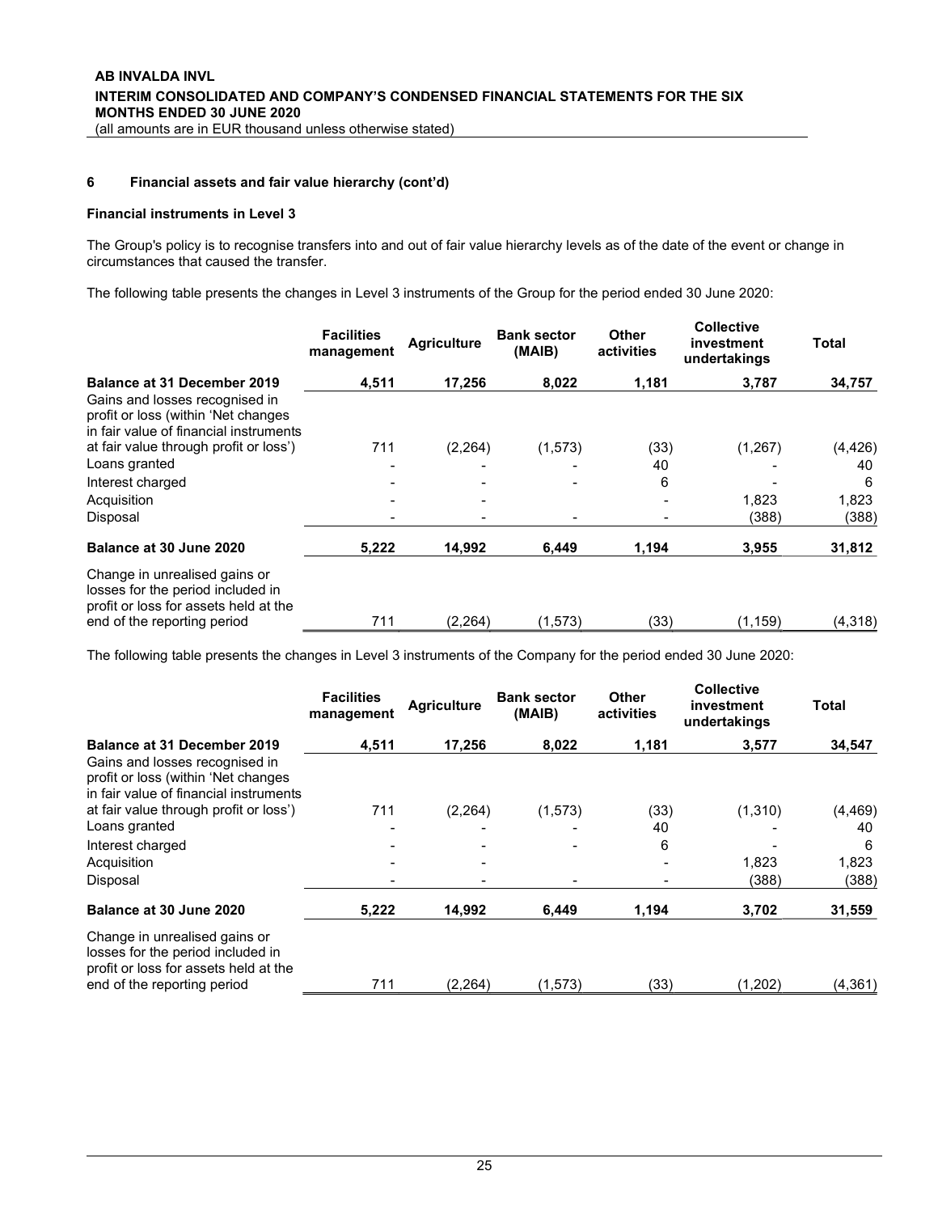### 6 Financial assets and fair value hierarchy (cont'd)

**Financial instruments in Level 3**

The Group's policy is to recognise transfers into and out of fair value hierarchy levels as of the date of the event or change in circumstances that caused the transfer.

The following table presents the changes in Level 3 instruments of the Group for the period ended 30 June 2020:

| | Facilities management | Agriculture | Bank sector (MAIB) | Other activities | Collective investment undertakings | Total |
|---|---|---|---|---|---|---|
| **Balance at 31 December 2019** | **4,511** | **17,256** | **8,022** | **1,181** | **3,787** | **34,757** |
| Gains and losses recognised in profit or loss (within 'Net changes in fair value of financial instruments at fair value through profit or loss') | 711 | (2,264) | (1,573) | (33) | (1,267) | (4,426) |
| Loans granted | - | - | - | 40 | - | 40 |
| Interest charged | - | - | - | 6 | - | 6 |
| Acquisition | - | - | | - | 1,823 | 1,823 |
| Disposal | - | - | - | - | (388) | (388) |
| **Balance at 30 June 2020** | **5,222** | **14,992** | **6,449** | **1,194** | **3,955** | **31,812** |
| Change in unrealised gains or losses for the period included in profit or loss for assets held at the end of the reporting period | 711 | (2,264) | (1,573) | (33) | (1,159) | (4,318) |

The following table presents the changes in Level 3 instruments of the Company for the period ended 30 June 2020:

| | Facilities management | Agriculture | Bank sector (MAIB) | Other activities | Collective investment undertakings | Total |
|---|---|---|---|---|---|---|
| **Balance at 31 December 2019** | **4,511** | **17,256** | **8,022** | **1,181** | **3,577** | **34,547** |
| Gains and losses recognised in profit or loss (within 'Net changes in fair value of financial instruments at fair value through profit or loss') | 711 | (2,264) | (1,573) | (33) | (1,310) | (4,469) |
| Loans granted | - | - | - | 40 | - | 40 |
| Interest charged | - | - | - | 6 | - | 6 |
| Acquisition | - | - | | - | 1,823 | 1,823 |
| Disposal | - | - | - | - | (388) | (388) |
| **Balance at 30 June 2020** | **5,222** | **14,992** | **6,449** | **1,194** | **3,702** | **31,559** |
| Change in unrealised gains or losses for the period included in profit or loss for assets held at the end of the reporting period | 711 | (2,264) | (1,573) | (33) | (1,202) | (4,361) |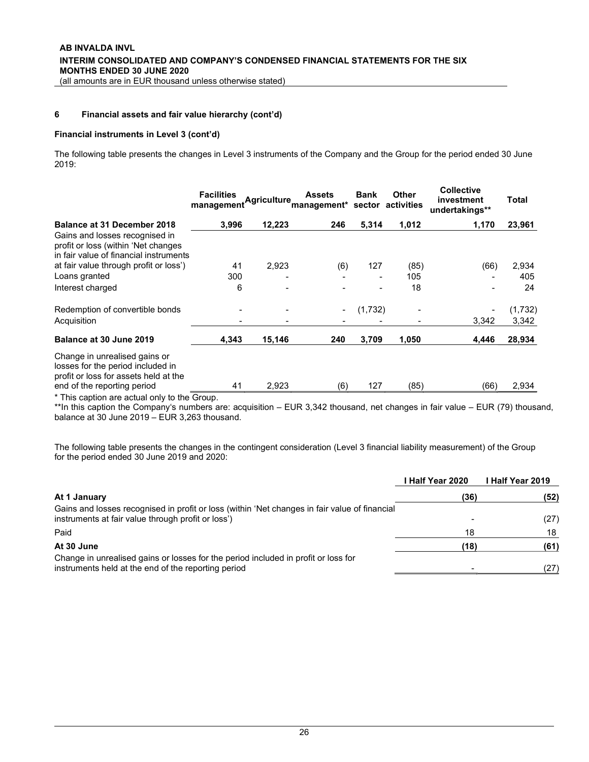## 6 Financial assets and fair value hierarchy (cont'd)

### Financial instruments in Level 3 (cont'd)

The following table presents the changes in Level 3 instruments of the Company and the Group for the period ended 30 June 2019:

| | Facilities management | Agriculture | Assets management* | Bank sector | Other activities | Collective investment undertakings** | Total |
|---|---|---|---|---|---|---|---|
| **Balance at 31 December 2018** | **3,996** | **12,223** | **246** | **5,314** | **1,012** | **1,170** | **23,961** |
| Gains and losses recognised in profit or loss (within 'Net changes in fair value of financial instruments at fair value through profit or loss') | 41 | 2,923 | (6) | 127 | (85) | (66) | 2,934 |
| Loans granted | 300 | - | - | - | 105 | - | 405 |
| Interest charged | 6 | - | - | - | 18 | - | 24 |
| Redemption of convertible bonds | - | - | - | (1,732) | - | - | (1,732) |
| Acquisition | - | - | - | - | - | 3,342 | 3,342 |
| **Balance at 30 June 2019** | **4,343** | **15,146** | **240** | **3,709** | **1,050** | **4,446** | **28,934** |
| Change in unrealised gains or losses for the period included in profit or loss for assets held at the end of the reporting period | 41 | 2,923 | (6) | 127 | (85) | (66) | 2,934 |

\* This caption are actual only to the Group.

\*\*In this caption the Company's numbers are: acquisition – EUR 3,342 thousand, net changes in fair value – EUR (79) thousand, balance at 30 June 2019 – EUR 3,263 thousand.

The following table presents the changes in the contingent consideration (Level 3 financial liability measurement) of the Group for the period ended 30 June 2019 and 2020:

| | I Half Year 2020 | I Half Year 2019 |
|---|---|---|
| **At 1 January** | **(36)** | **(52)** |
| Gains and losses recognised in profit or loss (within 'Net changes in fair value of financial instruments at fair value through profit or loss') | - | (27) |
| Paid | 18 | 18 |
| **At 30 June** | **(18)** | **(61)** |
| Change in unrealised gains or losses for the period included in profit or loss for instruments held at the end of the reporting period | - | (27) |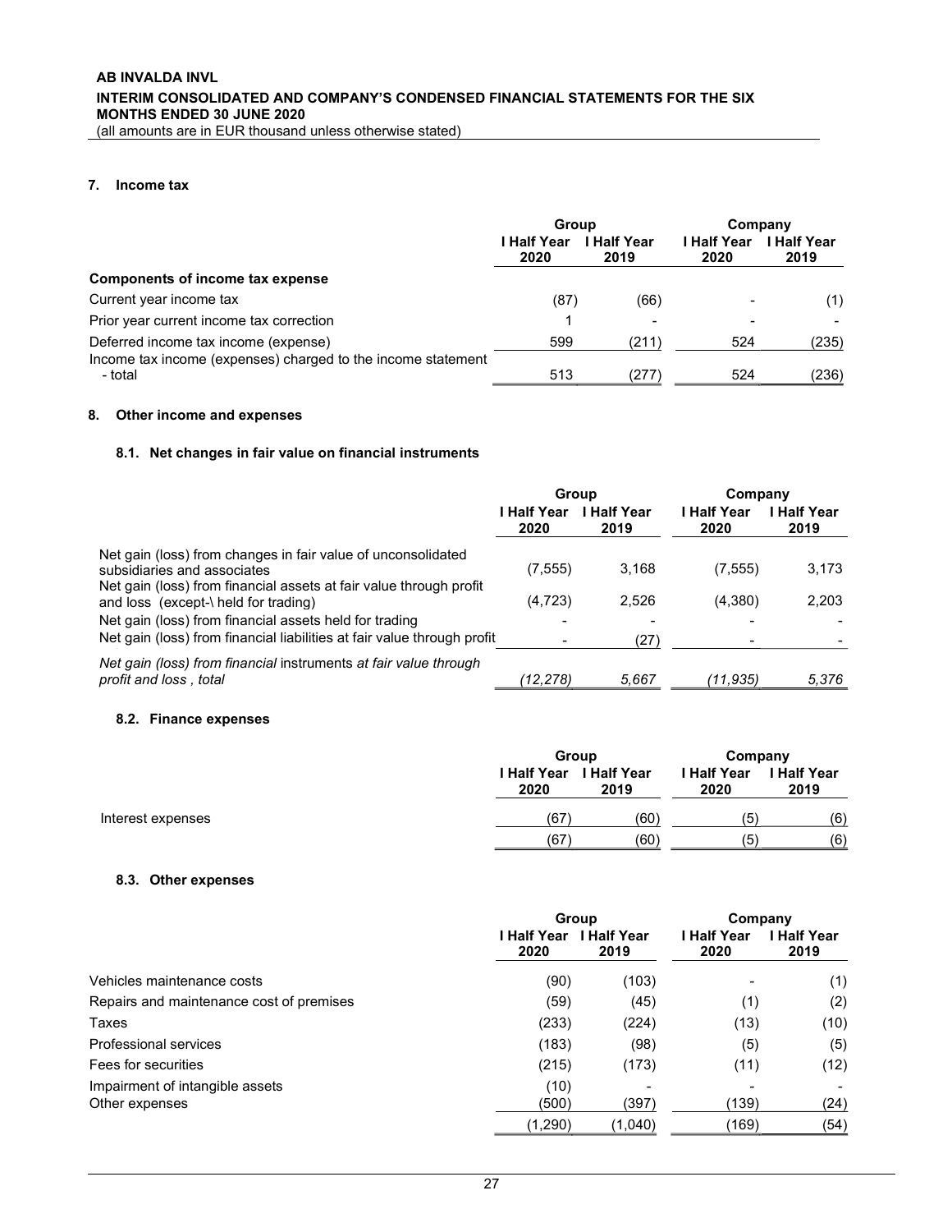## 7. Income tax

| | Group | | Company | |
|---|---|---|---|---|
| | I Half Year 2020 | I Half Year 2019 | I Half Year 2020 | I Half Year 2019 |
| **Components of income tax expense** | | | | |
| Current year income tax | (87) | (66) | - | (1) |
| Prior year current income tax correction | 1 | - | - | - |
| Deferred income tax income (expense) | 599 | (211) | 524 | (235) |
| Income tax income (expenses) charged to the income statement - total | 513 | (277) | 524 | (236) |

## 8. Other income and expenses

### 8.1. Net changes in fair value on financial instruments

| | Group | | Company | |
|---|---|---|---|---|
| | I Half Year 2020 | I Half Year 2019 | I Half Year 2020 | I Half Year 2019 |
| Net gain (loss) from changes in fair value of unconsolidated subsidiaries and associates | (7,555) | 3,168 | (7,555) | 3,173 |
| Net gain (loss) from financial assets at fair value through profit and loss (except-\ held for trading) | (4,723) | 2,526 | (4,380) | 2,203 |
| Net gain (loss) from financial assets held for trading | - | - | - | - |
| Net gain (loss) from financial liabilities at fair value through profit | - | (27) | - | - |
| *Net gain (loss) from financial* instruments *at fair value through profit and loss , total* | *(12,278)* | *5,667* | *(11,935)* | *5,376* |

### 8.2. Finance expenses

| | Group | | Company | |
|---|---|---|---|---|
| | I Half Year 2020 | I Half Year 2019 | I Half Year 2020 | I Half Year 2019 |
| Interest expenses | (67) | (60) | (5) | (6) |
| | (67) | (60) | (5) | (6) |

### 8.3. Other expenses

| | Group | | Company | |
|---|---|---|---|---|
| | I Half Year 2020 | I Half Year 2019 | I Half Year 2020 | I Half Year 2019 |
| Vehicles maintenance costs | (90) | (103) | - | (1) |
| Repairs and maintenance cost of premises | (59) | (45) | (1) | (2) |
| Taxes | (233) | (224) | (13) | (10) |
| Professional services | (183) | (98) | (5) | (5) |
| Fees for securities | (215) | (173) | (11) | (12) |
| Impairment of intangible assets | (10) | - | - | - |
| Other expenses | (500) | (397) | (139) | (24) |
| | (1,290) | (1,040) | (169) | (54) |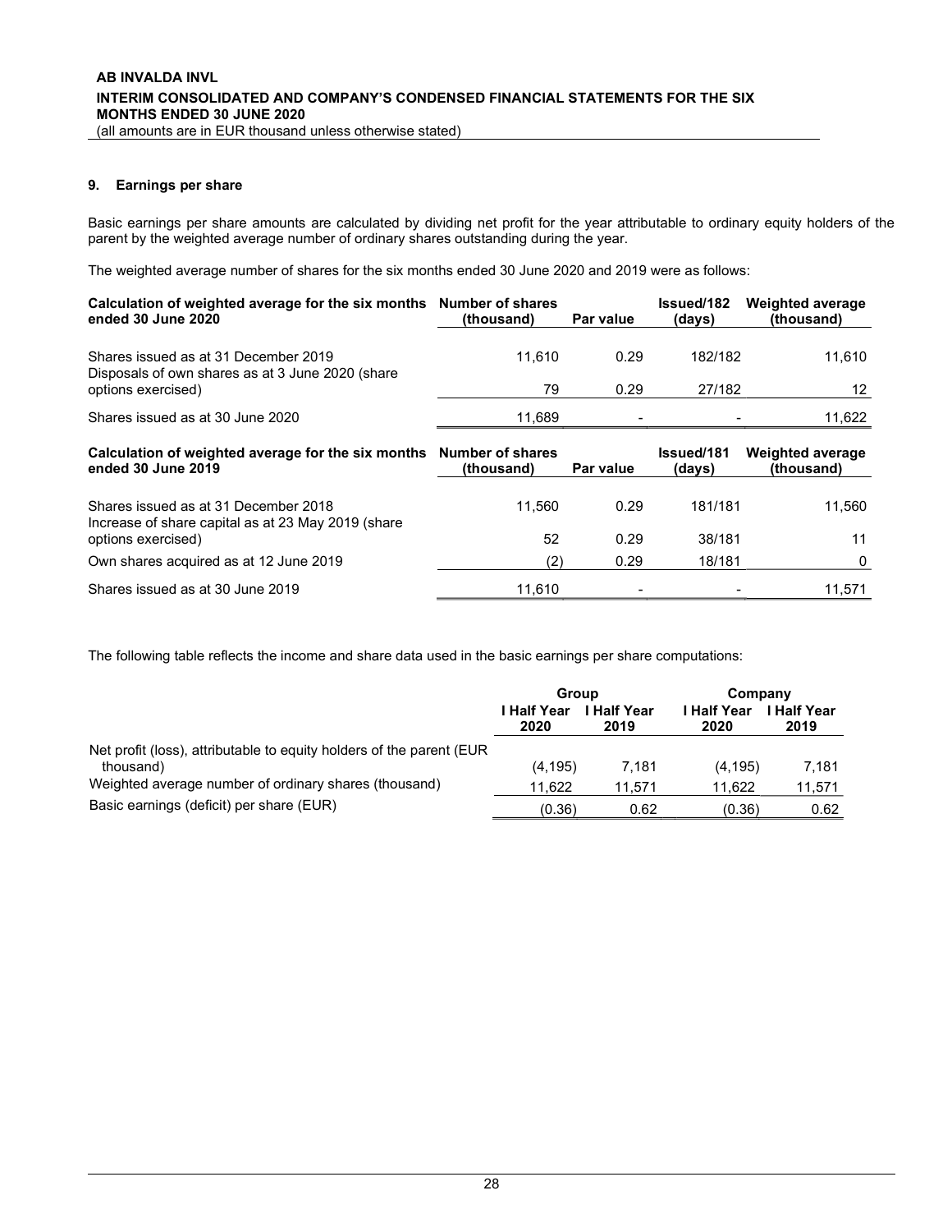## 9. Earnings per share

Basic earnings per share amounts are calculated by dividing net profit for the year attributable to ordinary equity holders of the parent by the weighted average number of ordinary shares outstanding during the year.

The weighted average number of shares for the six months ended 30 June 2020 and 2019 were as follows:

| Calculation of weighted average for the six months ended 30 June 2020 | Number of shares (thousand) | Par value | Issued/182 (days) | Weighted average (thousand) |
|---|---|---|---|---|
| Shares issued as at 31 December 2019 | 11,610 | 0.29 | 182/182 | 11,610 |
| Disposals of own shares as at 3 June 2020 (share options exercised) | 79 | 0.29 | 27/182 | 12 |
| Shares issued as at 30 June 2020 | 11,689 | - | - | 11,622 |

| Calculation of weighted average for the six months ended 30 June 2019 | Number of shares (thousand) | Par value | Issued/181 (days) | Weighted average (thousand) |
|---|---|---|---|---|
| Shares issued as at 31 December 2018 | 11,560 | 0.29 | 181/181 | 11,560 |
| Increase of share capital as at 23 May 2019 (share options exercised) | 52 | 0.29 | 38/181 | 11 |
| Own shares acquired as at 12 June 2019 | (2) | 0.29 | 18/181 | 0 |
| Shares issued as at 30 June 2019 | 11,610 | - | - | 11,571 |

The following table reflects the income and share data used in the basic earnings per share computations:

| | Group | | Company | |
|---|---|---|---|---|
| | I Half Year 2020 | I Half Year 2019 | I Half Year 2020 | I Half Year 2019 |
| Net profit (loss), attributable to equity holders of the parent (EUR thousand) | (4,195) | 7,181 | (4,195) | 7,181 |
| Weighted average number of ordinary shares (thousand) | 11,622 | 11,571 | 11,622 | 11,571 |
| Basic earnings (deficit) per share (EUR) | (0.36) | 0.62 | (0.36) | 0.62 |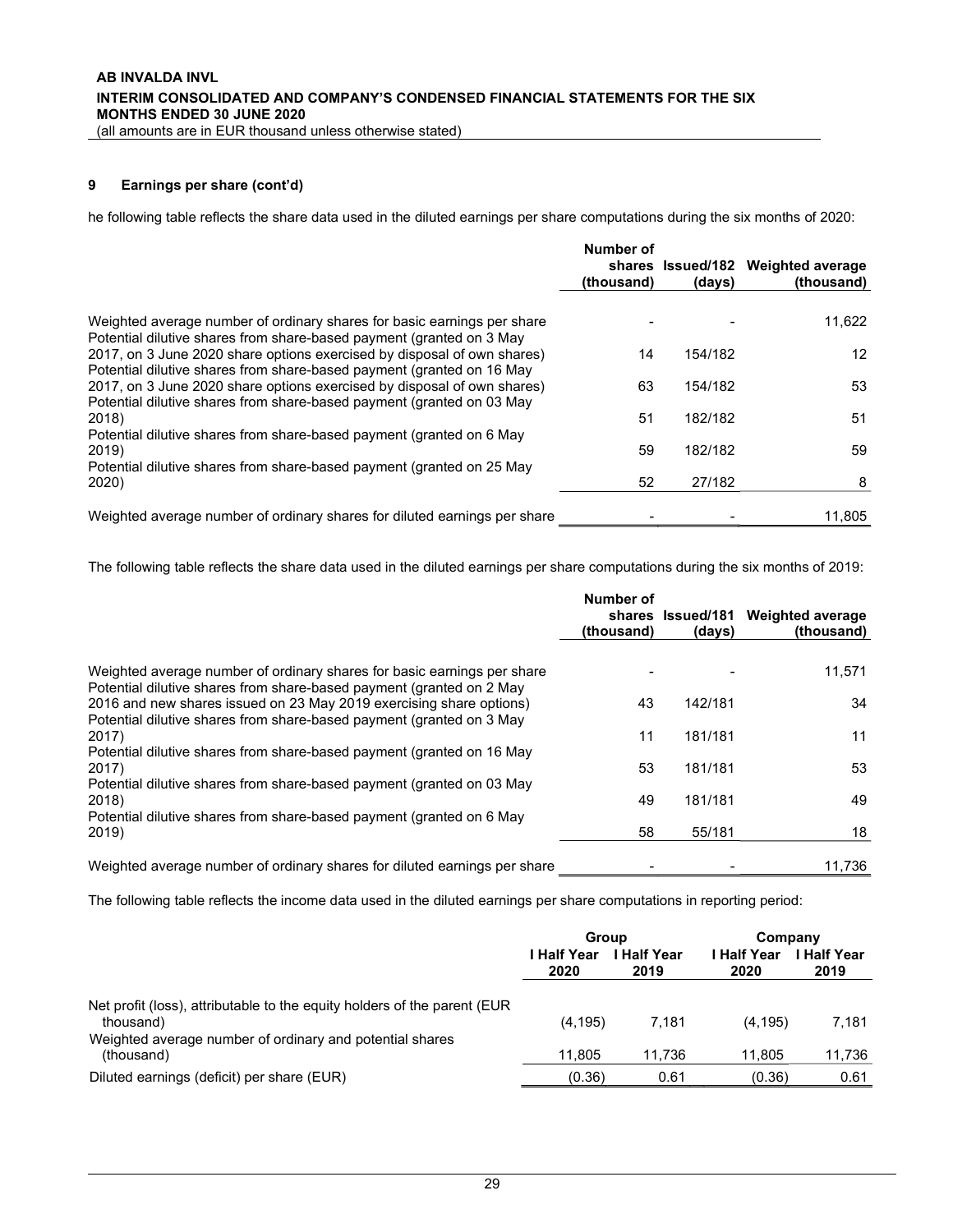## 9 Earnings per share (cont'd)

he following table reflects the share data used in the diluted earnings per share computations during the six months of 2020:

| | Number of shares (thousand) | Issued/182 (days) | Weighted average (thousand) |
|---|---|---|---|
| Weighted average number of ordinary shares for basic earnings per share | - | - | 11,622 |
| Potential dilutive shares from share-based payment (granted on 3 May 2017, on 3 June 2020 share options exercised by disposal of own shares) | 14 | 154/182 | 12 |
| Potential dilutive shares from share-based payment (granted on 16 May 2017, on 3 June 2020 share options exercised by disposal of own shares) | 63 | 154/182 | 53 |
| Potential dilutive shares from share-based payment (granted on 03 May 2018) | 51 | 182/182 | 51 |
| Potential dilutive shares from share-based payment (granted on 6 May 2019) | 59 | 182/182 | 59 |
| Potential dilutive shares from share-based payment (granted on 25 May 2020) | 52 | 27/182 | 8 |
| Weighted average number of ordinary shares for diluted earnings per share | - | - | 11,805 |

The following table reflects the share data used in the diluted earnings per share computations during the six months of 2019:

| | Number of shares (thousand) | Issued/181 (days) | Weighted average (thousand) |
|---|---|---|---|
| Weighted average number of ordinary shares for basic earnings per share | - | - | 11,571 |
| Potential dilutive shares from share-based payment (granted on 2 May 2016 and new shares issued on 23 May 2019 exercising share options) | 43 | 142/181 | 34 |
| Potential dilutive shares from share-based payment (granted on 3 May 2017) | 11 | 181/181 | 11 |
| Potential dilutive shares from share-based payment (granted on 16 May 2017) | 53 | 181/181 | 53 |
| Potential dilutive shares from share-based payment (granted on 03 May 2018) | 49 | 181/181 | 49 |
| Potential dilutive shares from share-based payment (granted on 6 May 2019) | 58 | 55/181 | 18 |
| Weighted average number of ordinary shares for diluted earnings per share | - | - | 11,736 |

The following table reflects the income data used in the diluted earnings per share computations in reporting period:

| | Group | | Company | |
|---|---|---|---|---|
| | I Half Year 2020 | I Half Year 2019 | I Half Year 2020 | I Half Year 2019 |
| Net profit (loss), attributable to the equity holders of the parent (EUR thousand) | (4,195) | 7,181 | (4,195) | 7,181 |
| Weighted average number of ordinary and potential shares (thousand) | 11,805 | 11,736 | 11,805 | 11,736 |
| Diluted earnings (deficit) per share (EUR) | (0.36) | 0.61 | (0.36) | 0.61 |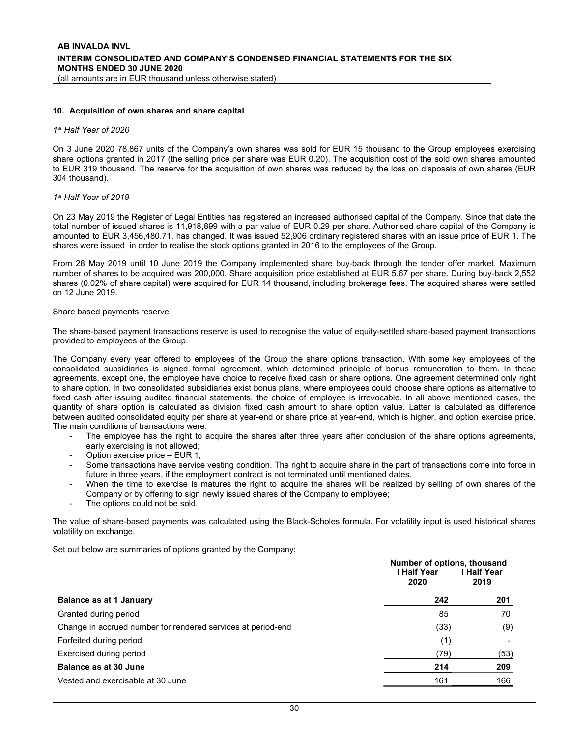## 10. Acquisition of own shares and share capital

*1st Half Year of 2020*

On 3 June 2020 78,867 units of the Company's own shares was sold for EUR 15 thousand to the Group employees exercising share options granted in 2017 (the selling price per share was EUR 0.20). The acquisition cost of the sold own shares amounted to EUR 319 thousand. The reserve for the acquisition of own shares was reduced by the loss on disposals of own shares (EUR 304 thousand).

*1st Half Year of 2019*

On 23 May 2019 the Register of Legal Entities has registered an increased authorised capital of the Company. Since that date the total number of issued shares is 11,918,899 with a par value of EUR 0.29 per share. Authorised share capital of the Company is amounted to EUR 3,456,480.71. has changed. It was issued 52,906 ordinary registered shares with an issue price of EUR 1. The shares were issued in order to realise the stock options granted in 2016 to the employees of the Group.

From 28 May 2019 until 10 June 2019 the Company implemented share buy-back through the tender offer market. Maximum number of shares to be acquired was 200,000. Share acquisition price established at EUR 5.67 per share. During buy-back 2,552 shares (0.02% of share capital) were acquired for EUR 14 thousand, including brokerage fees. The acquired shares were settled on 12 June 2019.

Share based payments reserve

The share-based payment transactions reserve is used to recognise the value of equity-settled share-based payment transactions provided to employees of the Group.

The Company every year offered to employees of the Group the share options transaction. With some key employees of the consolidated subsidiaries is signed formal agreement, which determined principle of bonus remuneration to them. In these agreements, except one, the employee have choice to receive fixed cash or share options. One agreement determined only right to share option. In two consolidated subsidiaries exist bonus plans, where employees could choose share options as alternative to fixed cash after issuing audited financial statements. the choice of employee is irrevocable. In all above mentioned cases, the quantity of share option is calculated as division fixed cash amount to share option value. Latter is calculated as difference between audited consolidated equity per share at year-end or share price at year-end, which is higher, and option exercise price. The main conditions of transactions were:

- The employee has the right to acquire the shares after three years after conclusion of the share options agreements, early exercising is not allowed;
- Option exercise price – EUR 1;
- Some transactions have service vesting condition. The right to acquire share in the part of transactions come into force in future in three years, if the employment contract is not terminated until mentioned dates.
- When the time to exercise is matures the right to acquire the shares will be realized by selling of own shares of the Company or by offering to sign newly issued shares of the Company to employee;
- The options could not be sold.

The value of share-based payments was calculated using the Black-Scholes formula. For volatility input is used historical shares volatility on exchange.

Set out below are summaries of options granted by the Company:

| | Number of options, thousand | |
|---|---|---|
| | I Half Year 2020 | I Half Year 2019 |
| **Balance as at 1 January** | **242** | **201** |
| Granted during period | 85 | 70 |
| Change in accrued number for rendered services at period-end | (33) | (9) |
| Forfeited during period | (1) | - |
| Exercised during period | (79) | (53) |
| **Balance as at 30 June** | **214** | **209** |
| Vested and exercisable at 30 June | 161 | 166 |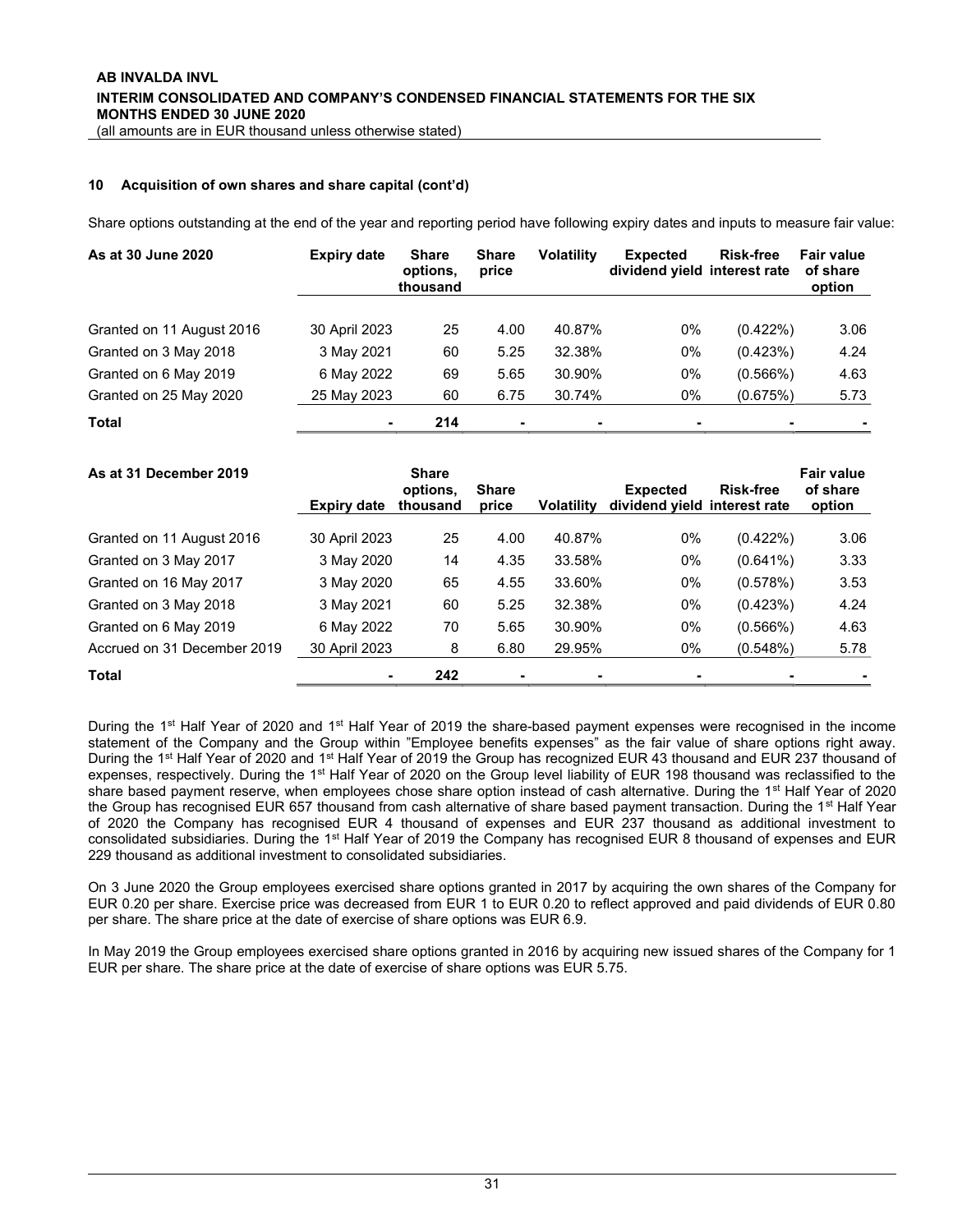### 10 Acquisition of own shares and share capital (cont'd)

Share options outstanding at the end of the year and reporting period have following expiry dates and inputs to measure fair value:

| As at 30 June 2020 | Expiry date | Share options, thousand | Share price | Volatility | Expected dividend yield | Risk-free interest rate | Fair value of share option |
|---|---|---|---|---|---|---|---|
| Granted on 11 August 2016 | 30 April 2023 | 25 | 4.00 | 40.87% | 0% | (0.422%) | 3.06 |
| Granted on 3 May 2018 | 3 May 2021 | 60 | 5.25 | 32.38% | 0% | (0.423%) | 4.24 |
| Granted on 6 May 2019 | 6 May 2022 | 69 | 5.65 | 30.90% | 0% | (0.566%) | 4.63 |
| Granted on 25 May 2020 | 25 May 2023 | 60 | 6.75 | 30.74% | 0% | (0.675%) | 5.73 |
| **Total** | - | **214** | - | - | - | - | - |

| As at 31 December 2019 | Expiry date | Share options, thousand | Share price | Volatility | Expected dividend yield | Risk-free interest rate | Fair value of share option |
|---|---|---|---|---|---|---|---|
| Granted on 11 August 2016 | 30 April 2023 | 25 | 4.00 | 40.87% | 0% | (0.422%) | 3.06 |
| Granted on 3 May 2017 | 3 May 2020 | 14 | 4.35 | 33.58% | 0% | (0.641%) | 3.33 |
| Granted on 16 May 2017 | 3 May 2020 | 65 | 4.55 | 33.60% | 0% | (0.578%) | 3.53 |
| Granted on 3 May 2018 | 3 May 2021 | 60 | 5.25 | 32.38% | 0% | (0.423%) | 4.24 |
| Granted on 6 May 2019 | 6 May 2022 | 70 | 5.65 | 30.90% | 0% | (0.566%) | 4.63 |
| Accrued on 31 December 2019 | 30 April 2023 | 8 | 6.80 | 29.95% | 0% | (0.548%) | 5.78 |
| **Total** | - | **242** | - | - | - | - | - |

During the 1st Half Year of 2020 and 1st Half Year of 2019 the share-based payment expenses were recognised in the income statement of the Company and the Group within "Employee benefits expenses" as the fair value of share options right away. During the 1st Half Year of 2020 and 1st Half Year of 2019 the Group has recognized EUR 43 thousand and EUR 237 thousand of expenses, respectively. During the 1st Half Year of 2020 on the Group level liability of EUR 198 thousand was reclassified to the share based payment reserve, when employees chose share option instead of cash alternative. During the 1st Half Year of 2020 the Group has recognised EUR 657 thousand from cash alternative of share based payment transaction. During the 1st Half Year of 2020 the Company has recognised EUR 4 thousand of expenses and EUR 237 thousand as additional investment to consolidated subsidiaries. During the 1st Half Year of 2019 the Company has recognised EUR 8 thousand of expenses and EUR 229 thousand as additional investment to consolidated subsidiaries.

On 3 June 2020 the Group employees exercised share options granted in 2017 by acquiring the own shares of the Company for EUR 0.20 per share. Exercise price was decreased from EUR 1 to EUR 0.20 to reflect approved and paid dividends of EUR 0.80 per share. The share price at the date of exercise of share options was EUR 6.9.

In May 2019 the Group employees exercised share options granted in 2016 by acquiring new issued shares of the Company for 1 EUR per share. The share price at the date of exercise of share options was EUR 5.75.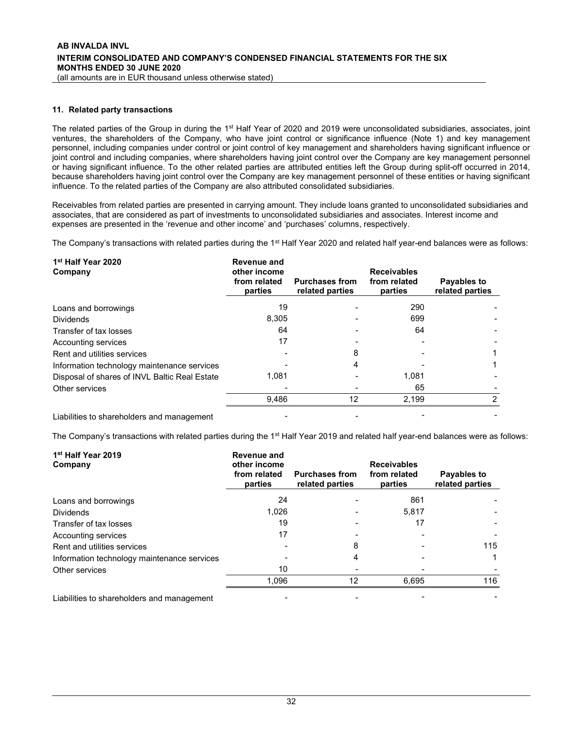## 11. Related party transactions

The related parties of the Group in during the 1st Half Year of 2020 and 2019 were unconsolidated subsidiaries, associates, joint ventures, the shareholders of the Company, who have joint control or significance influence (Note 1) and key management personnel, including companies under control or joint control of key management and shareholders having significant influence or joint control and including companies, where shareholders having joint control over the Company are key management personnel or having significant influence. To the other related parties are attributed entities left the Group during split-off occurred in 2014, because shareholders having joint control over the Company are key management personnel of these entities or having significant influence. To the related parties of the Company are also attributed consolidated subsidiaries.

Receivables from related parties are presented in carrying amount. They include loans granted to unconsolidated subsidiaries and associates, that are considered as part of investments to unconsolidated subsidiaries and associates. Interest income and expenses are presented in the 'revenue and other income' and 'purchases' columns, respectively.

The Company's transactions with related parties during the 1st Half Year 2020 and related half year-end balances were as follows:

| 1st Half Year 2020 Company | Revenue and other income from related parties | Purchases from related parties | Receivables from related parties | Payables to related parties |
|---|---|---|---|---|
| Loans and borrowings | 19 | - | 290 | - |
| Dividends | 8,305 | - | 699 | - |
| Transfer of tax losses | 64 | - | 64 | - |
| Accounting services | 17 | - | - | - |
| Rent and utilities services | - | 8 | - | 1 |
| Information technology maintenance services | - | 4 | - | 1 |
| Disposal of shares of INVL Baltic Real Estate | 1,081 | - | 1,081 | - |
| Other services | - | - | 65 | - |
| | 9,486 | 12 | 2,199 | 2 |
| Liabilities to shareholders and management | - | - | - | - |

The Company's transactions with related parties during the 1st Half Year 2019 and related half year-end balances were as follows:

| 1st Half Year 2019 Company | Revenue and other income from related parties | Purchases from related parties | Receivables from related parties | Payables to related parties |
|---|---|---|---|---|
| Loans and borrowings | 24 | - | 861 | - |
| Dividends | 1,026 | - | 5,817 | - |
| Transfer of tax losses | 19 | - | 17 | - |
| Accounting services | 17 | - | - | - |
| Rent and utilities services | - | 8 | - | 115 |
| Information technology maintenance services | - | 4 | - | 1 |
| Other services | 10 | - | - | - |
| | 1,096 | 12 | 6,695 | 116 |
| Liabilities to shareholders and management | - | - | - | - |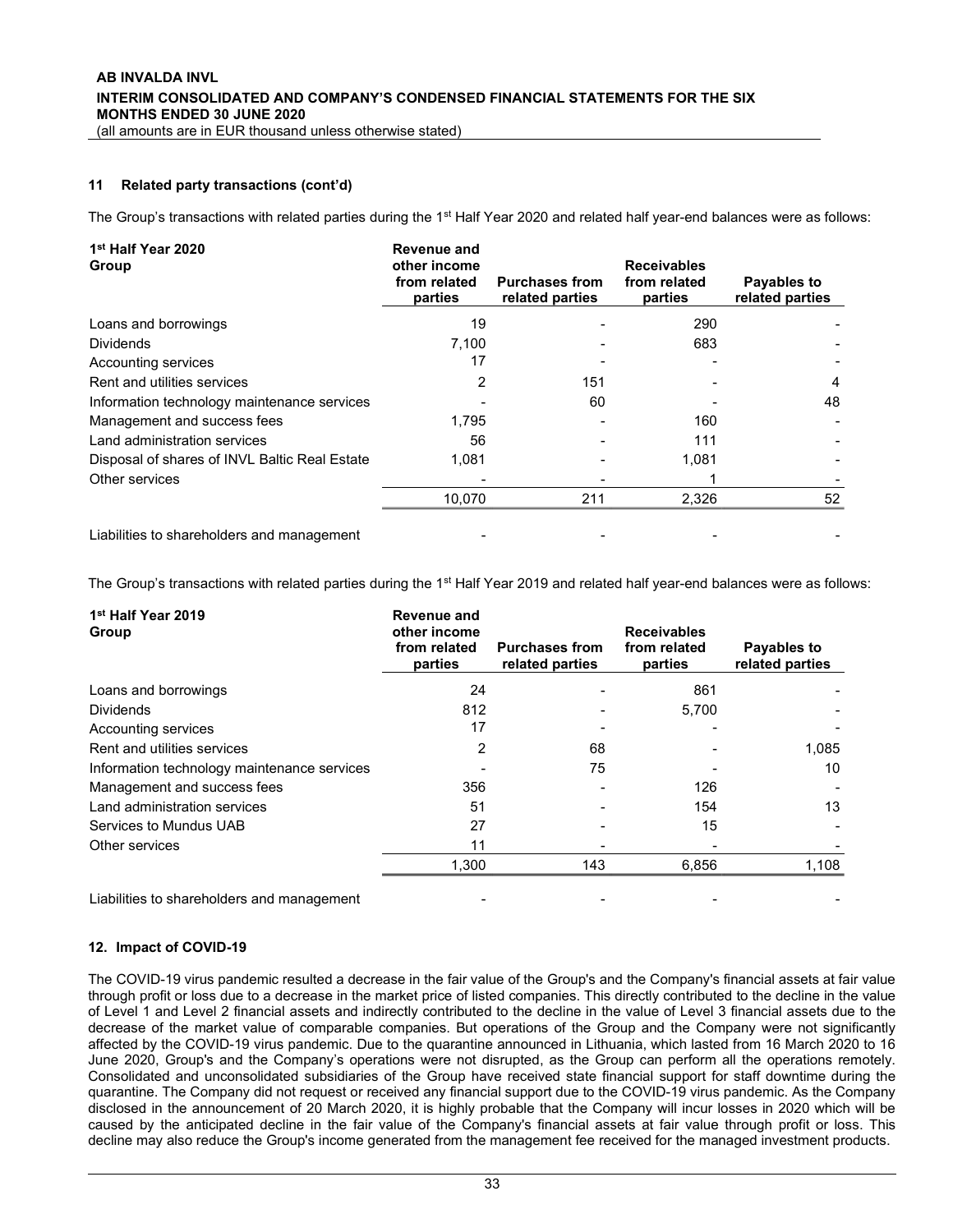### 11 Related party transactions (cont'd)

The Group's transactions with related parties during the 1st Half Year 2020 and related half year-end balances were as follows:

| 1st Half Year 2020 Group | Revenue and other income from related parties | Purchases from related parties | Receivables from related parties | Payables to related parties |
|---|---|---|---|---|
| Loans and borrowings | 19 | - | 290 | - |
| Dividends | 7,100 | - | 683 | - |
| Accounting services | 17 | - | - | - |
| Rent and utilities services | 2 | 151 | - | 4 |
| Information technology maintenance services | - | 60 | - | 48 |
| Management and success fees | 1,795 | - | 160 | - |
| Land administration services | 56 | - | 111 | - |
| Disposal of shares of INVL Baltic Real Estate | 1,081 | - | 1,081 | - |
| Other services | - | - | 1 | - |
| | 10,070 | 211 | 2,326 | 52 |
| Liabilities to shareholders and management | - | - | - | - |

The Group's transactions with related parties during the 1st Half Year 2019 and related half year-end balances were as follows:

| 1st Half Year 2019 Group | Revenue and other income from related parties | Purchases from related parties | Receivables from related parties | Payables to related parties |
|---|---|---|---|---|
| Loans and borrowings | 24 | - | 861 | - |
| Dividends | 812 | - | 5,700 | - |
| Accounting services | 17 | - | - | - |
| Rent and utilities services | 2 | 68 | - | 1,085 |
| Information technology maintenance services | - | 75 | - | 10 |
| Management and success fees | 356 | - | 126 | - |
| Land administration services | 51 | - | 154 | 13 |
| Services to Mundus UAB | 27 | - | 15 | - |
| Other services | 11 | - | - | - |
| | 1,300 | 143 | 6,856 | 1,108 |
| Liabilities to shareholders and management | - | - | - | - |

### 12. Impact of COVID-19

The COVID-19 virus pandemic resulted a decrease in the fair value of the Group's and the Company's financial assets at fair value through profit or loss due to a decrease in the market price of listed companies. This directly contributed to the decline in the value of Level 1 and Level 2 financial assets and indirectly contributed to the decline in the value of Level 3 financial assets due to the decrease of the market value of comparable companies. But operations of the Group and the Company were not significantly affected by the COVID-19 virus pandemic. Due to the quarantine announced in Lithuania, which lasted from 16 March 2020 to 16 June 2020, Group's and the Company's operations were not disrupted, as the Group can perform all the operations remotely. Consolidated and unconsolidated subsidiaries of the Group have received state financial support for staff downtime during the quarantine. The Company did not request or received any financial support due to the COVID-19 virus pandemic. As the Company disclosed in the announcement of 20 March 2020, it is highly probable that the Company will incur losses in 2020 which will be caused by the anticipated decline in the fair value of the Company's financial assets at fair value through profit or loss. This decline may also reduce the Group's income generated from the management fee received for the managed investment products.